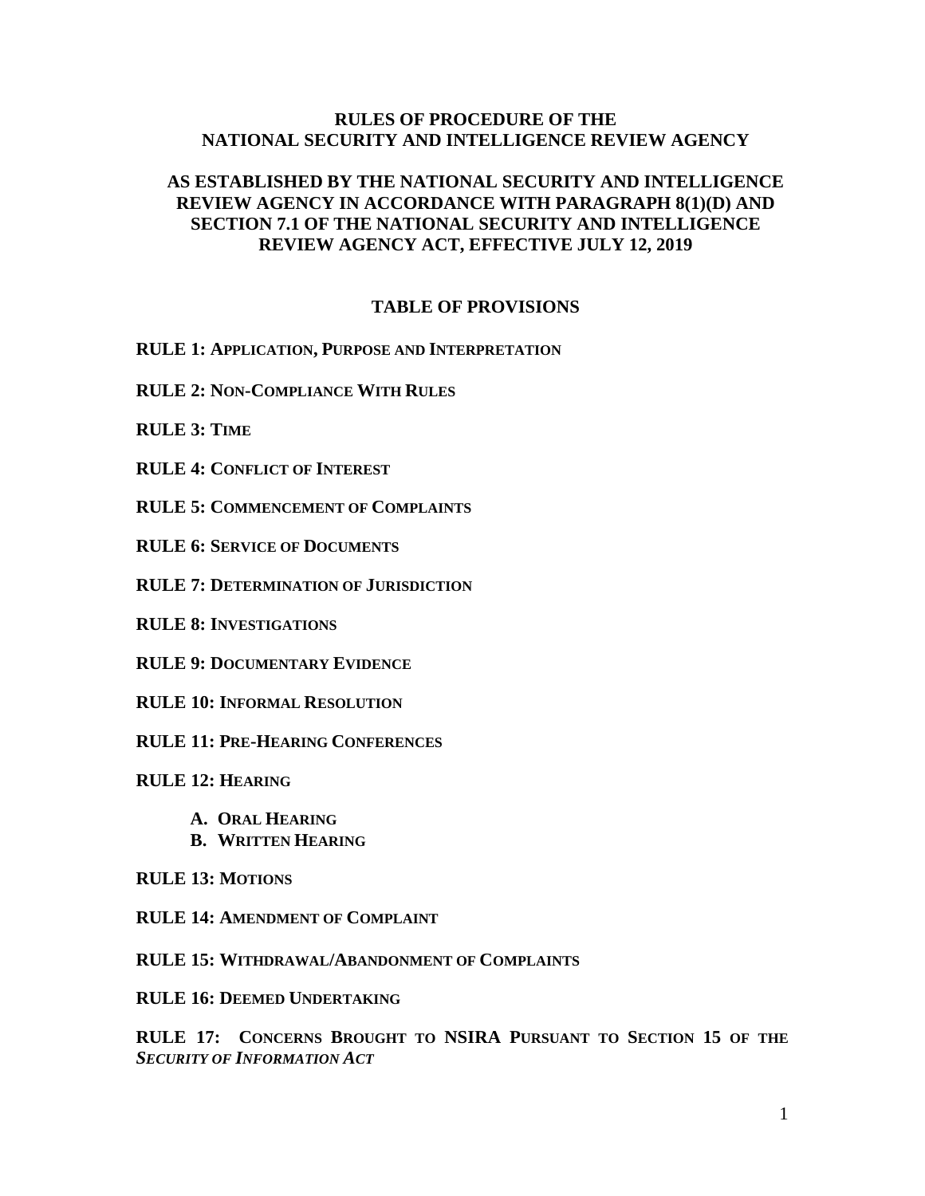# RULES OF PROCEDURE OF THE NATIONAL SECURITY AND INTELLIGENCE REVIEW AGENCY

## AS ESTABLISHED BY THE NATIONAL SECURITY AND INTELLIGENCE REVIEW AGENCY IN ACCORDANCE WITH PARAGRAPH 8(1)(D) AND SECTION 7.1 OF THE NATIONAL SECURITY AND INTELLIGENCE REVIEW AGENCY ACT, EFFECTIVE JULY 12, 2019

### TABLE OF PROVISIONS

**RULE 1: APPLICATION, PURPOSE AND INTERPRETATION**

**RULE 2: NON-COMPLIANCE WITH RULES**

**RULE 3: TIME**

**RULE 4: CONFLICT OF INTEREST**

**RULE 5: COMMENCEMENT OF COMPLAINTS**

**RULE 6: SERVICE OF DOCUMENTS**

**RULE 7: DETERMINATION OF JURISDICTION**

**RULE 8: INVESTIGATIONS**

**RULE 9: DOCUMENTARY EVIDENCE**

**RULE 10: INFORMAL RESOLUTION**

**RULE 11: PRE-HEARING CONFERENCES**

**RULE 12: HEARING**

- **A. ORAL HEARING**
- **B. WRITTEN HEARING**

**RULE 13: MOTIONS**

**RULE 14: AMENDMENT OF COMPLAINT**

**RULE 15: WITHDRAWAL/ABANDONMENT OF COMPLAINTS**

**RULE 16: DEEMED UNDERTAKING**

**RULE 17: CONCERNS BROUGHT TO NSIRA PURSUANT TO SECTION 15 OF THE *SECURITY OF INFORMATION ACT***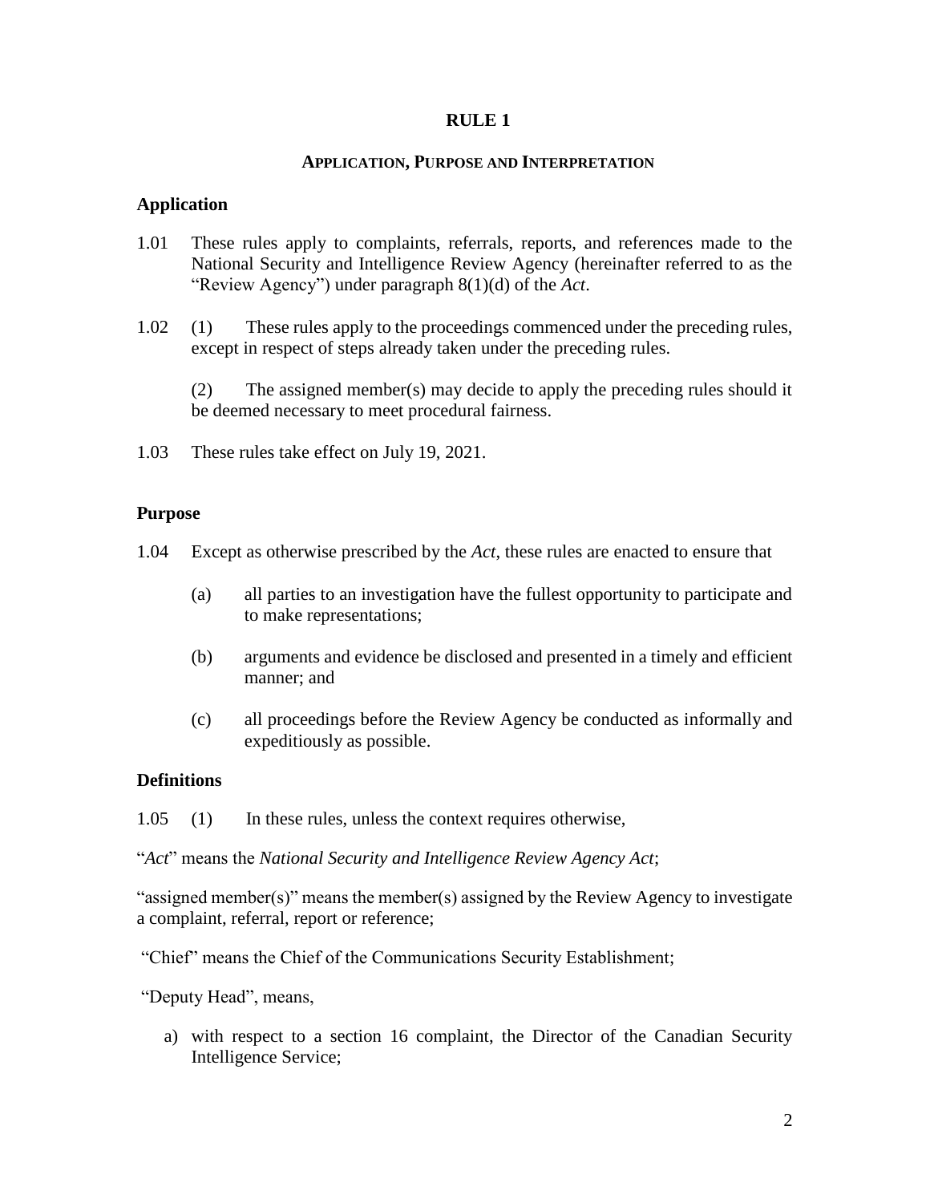# RULE 1

## APPLICATION, PURPOSE AND INTERPRETATION

### Application

1.01 These rules apply to complaints, referrals, reports, and references made to the National Security and Intelligence Review Agency (hereinafter referred to as the "Review Agency") under paragraph 8(1)(d) of the *Act*.

1.02 (1) These rules apply to the proceedings commenced under the preceding rules, except in respect of steps already taken under the preceding rules.

(2) The assigned member(s) may decide to apply the preceding rules should it be deemed necessary to meet procedural fairness.

1.03 These rules take effect on July 19, 2021.

### Purpose

1.04 Except as otherwise prescribed by the *Act*, these rules are enacted to ensure that

- (a) all parties to an investigation have the fullest opportunity to participate and to make representations;
- (b) arguments and evidence be disclosed and presented in a timely and efficient manner; and
- (c) all proceedings before the Review Agency be conducted as informally and expeditiously as possible.

### Definitions

1.05 (1) In these rules, unless the context requires otherwise,

"*Act*" means the *National Security and Intelligence Review Agency Act*;

"assigned member(s)" means the member(s) assigned by the Review Agency to investigate a complaint, referral, report or reference;

"Chief" means the Chief of the Communications Security Establishment;

"Deputy Head", means,

a) with respect to a section 16 complaint, the Director of the Canadian Security Intelligence Service;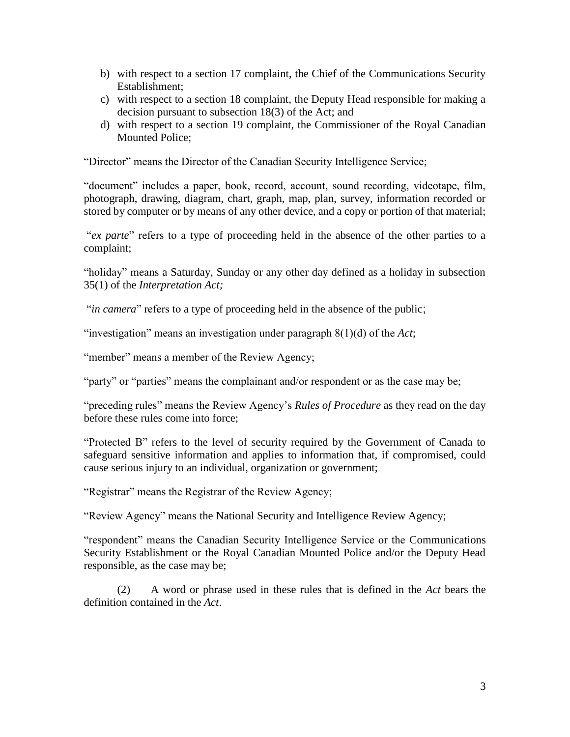b) with respect to a section 17 complaint, the Chief of the Communications Security Establishment;
c) with respect to a section 18 complaint, the Deputy Head responsible for making a decision pursuant to subsection 18(3) of the Act; and
d) with respect to a section 19 complaint, the Commissioner of the Royal Canadian Mounted Police;

"Director" means the Director of the Canadian Security Intelligence Service;

"document" includes a paper, book, record, account, sound recording, videotape, film, photograph, drawing, diagram, chart, graph, map, plan, survey, information recorded or stored by computer or by means of any other device, and a copy or portion of that material;

"*ex parte*" refers to a type of proceeding held in the absence of the other parties to a complaint;

"holiday" means a Saturday, Sunday or any other day defined as a holiday in subsection 35(1) of the *Interpretation Act;*

"*in camera*" refers to a type of proceeding held in the absence of the public;

"investigation" means an investigation under paragraph 8(1)(d) of the *Act*;

"member" means a member of the Review Agency;

"party" or "parties" means the complainant and/or respondent or as the case may be;

"preceding rules" means the Review Agency's *Rules of Procedure* as they read on the day before these rules come into force;

"Protected B" refers to the level of security required by the Government of Canada to safeguard sensitive information and applies to information that, if compromised, could cause serious injury to an individual, organization or government;

"Registrar" means the Registrar of the Review Agency;

"Review Agency" means the National Security and Intelligence Review Agency;

"respondent" means the Canadian Security Intelligence Service or the Communications Security Establishment or the Royal Canadian Mounted Police and/or the Deputy Head responsible, as the case may be;

(2) A word or phrase used in these rules that is defined in the *Act* bears the definition contained in the *Act*.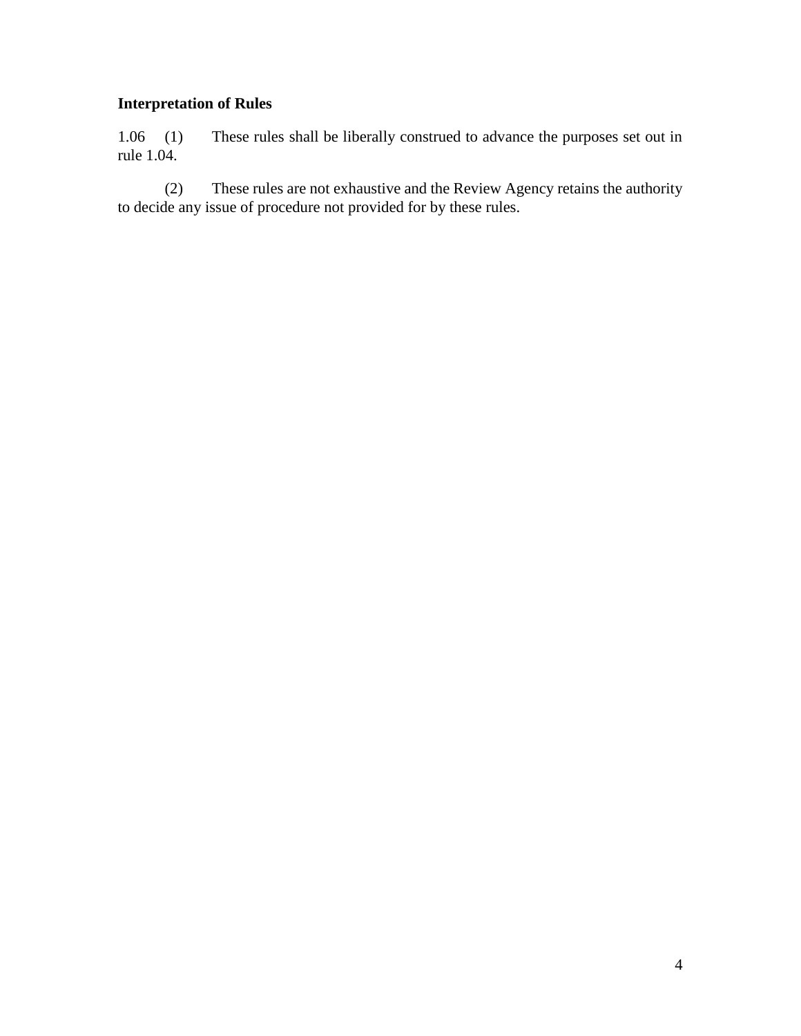**Interpretation of Rules**

1.06 (1) These rules shall be liberally construed to advance the purposes set out in rule 1.04.

(2) These rules are not exhaustive and the Review Agency retains the authority to decide any issue of procedure not provided for by these rules.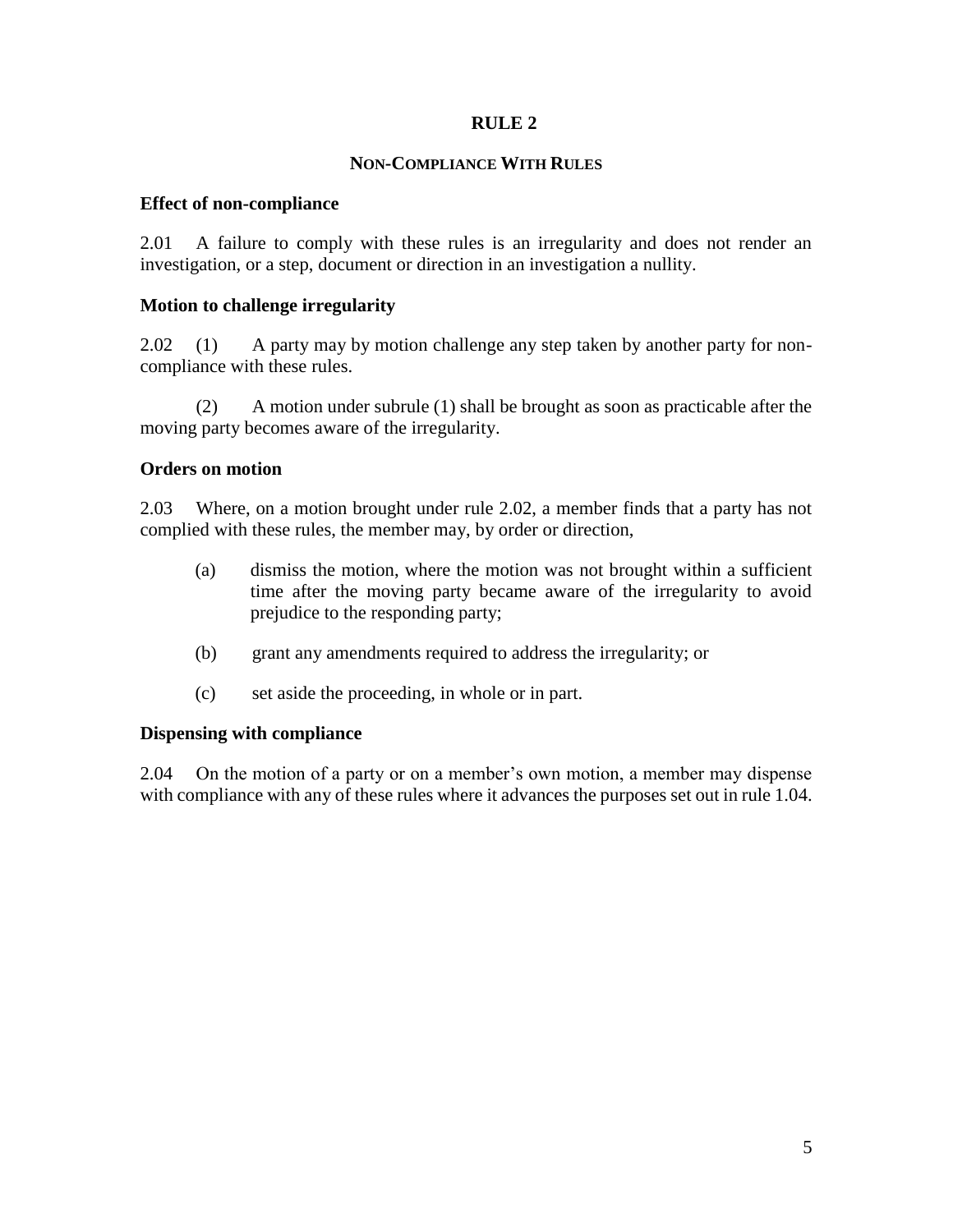# RULE 2

## NON-COMPLIANCE WITH RULES

**Effect of non-compliance**

2.01 A failure to comply with these rules is an irregularity and does not render an investigation, or a step, document or direction in an investigation a nullity.

**Motion to challenge irregularity**

2.02 (1) A party may by motion challenge any step taken by another party for non-compliance with these rules.

(2) A motion under subrule (1) shall be brought as soon as practicable after the moving party becomes aware of the irregularity.

**Orders on motion**

2.03 Where, on a motion brought under rule 2.02, a member finds that a party has not complied with these rules, the member may, by order or direction,

(a) dismiss the motion, where the motion was not brought within a sufficient time after the moving party became aware of the irregularity to avoid prejudice to the responding party;

(b) grant any amendments required to address the irregularity; or

(c) set aside the proceeding, in whole or in part.

**Dispensing with compliance**

2.04 On the motion of a party or on a member's own motion, a member may dispense with compliance with any of these rules where it advances the purposes set out in rule 1.04.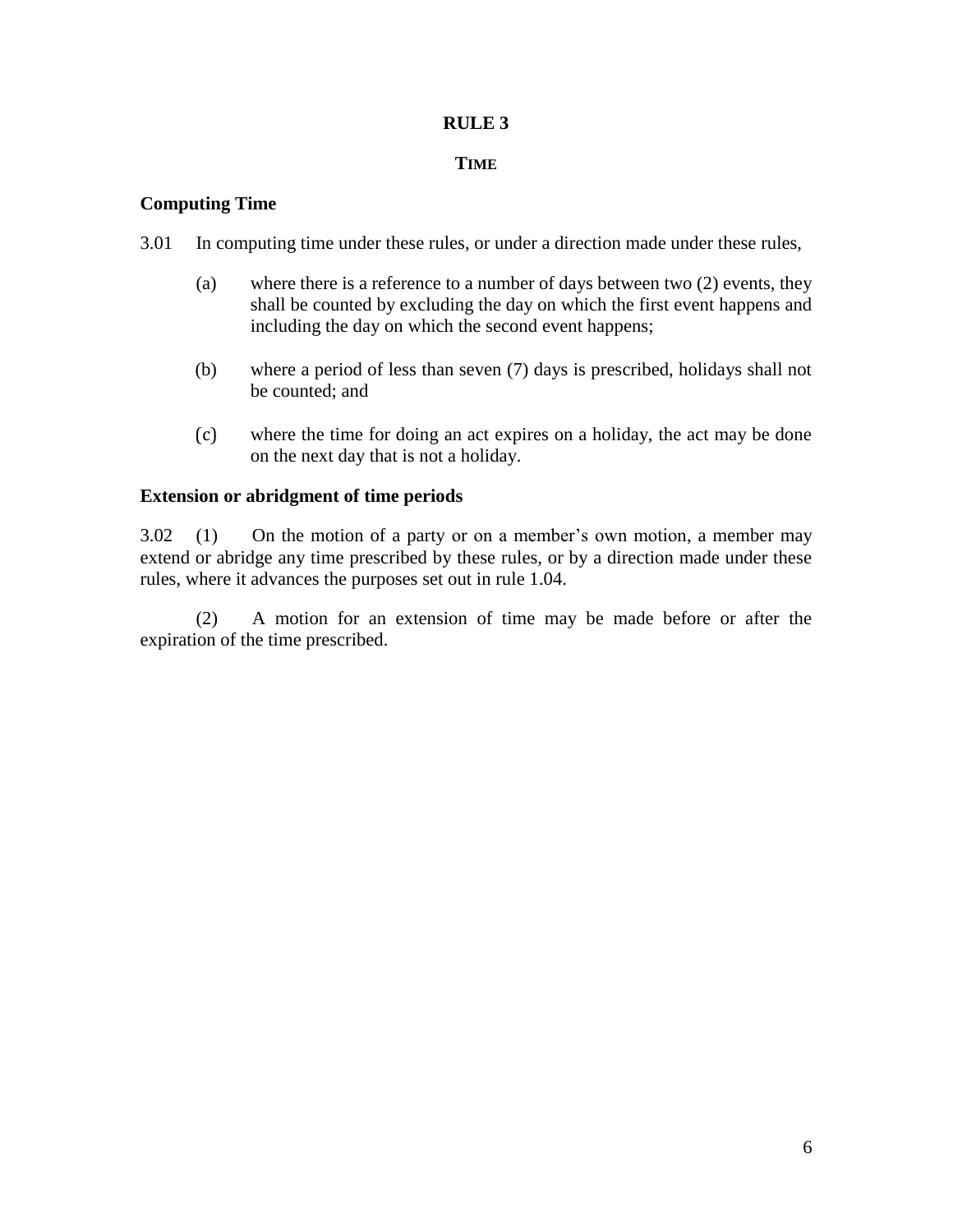# RULE 3

## TIME

### Computing Time

3.01 In computing time under these rules, or under a direction made under these rules,

(a) where there is a reference to a number of days between two (2) events, they shall be counted by excluding the day on which the first event happens and including the day on which the second event happens;

(b) where a period of less than seven (7) days is prescribed, holidays shall not be counted; and

(c) where the time for doing an act expires on a holiday, the act may be done on the next day that is not a holiday.

### Extension or abridgment of time periods

3.02 (1) On the motion of a party or on a member's own motion, a member may extend or abridge any time prescribed by these rules, or by a direction made under these rules, where it advances the purposes set out in rule 1.04.

(2) A motion for an extension of time may be made before or after the expiration of the time prescribed.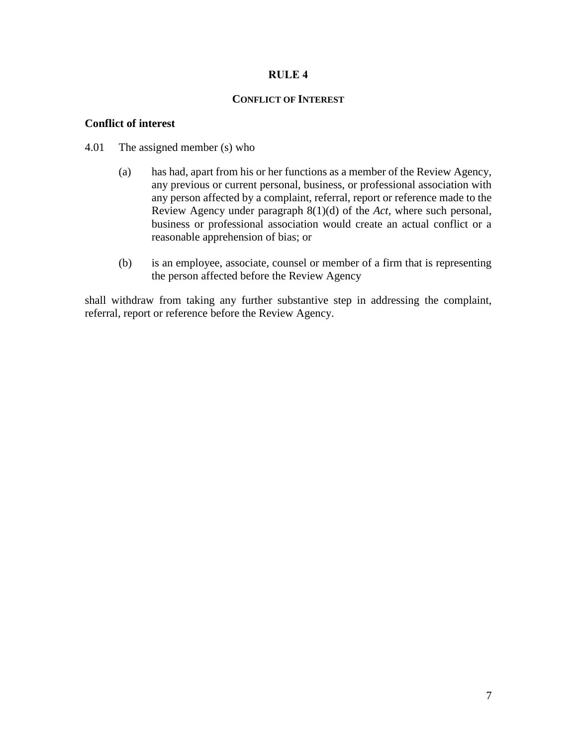# RULE 4

## CONFLICT OF INTEREST

### Conflict of interest

4.01 The assigned member (s) who

(a) has had, apart from his or her functions as a member of the Review Agency, any previous or current personal, business, or professional association with any person affected by a complaint, referral, report or reference made to the Review Agency under paragraph 8(1)(d) of the *Act*, where such personal, business or professional association would create an actual conflict or a reasonable apprehension of bias; or

(b) is an employee, associate, counsel or member of a firm that is representing the person affected before the Review Agency

shall withdraw from taking any further substantive step in addressing the complaint, referral, report or reference before the Review Agency.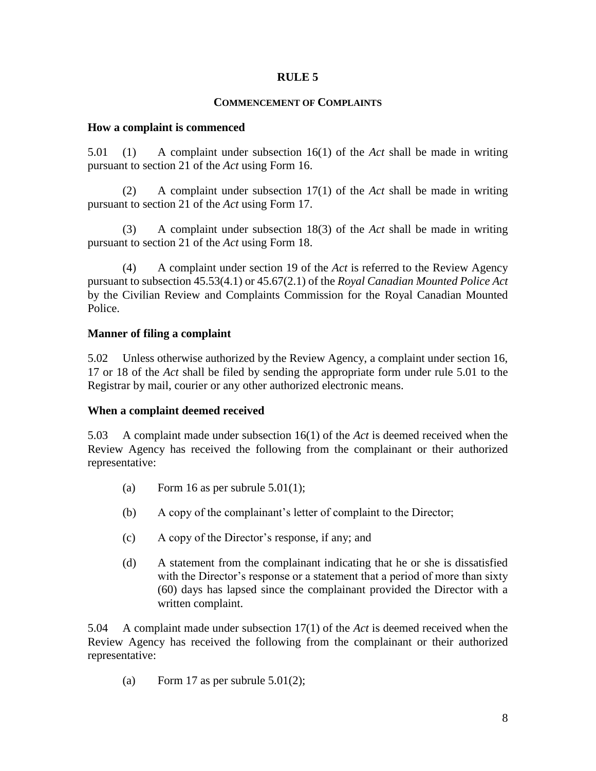## RULE 5

### COMMENCEMENT OF COMPLAINTS

**How a complaint is commenced**

5.01 (1) A complaint under subsection 16(1) of the *Act* shall be made in writing pursuant to section 21 of the *Act* using Form 16.

(2) A complaint under subsection 17(1) of the *Act* shall be made in writing pursuant to section 21 of the *Act* using Form 17.

(3) A complaint under subsection 18(3) of the *Act* shall be made in writing pursuant to section 21 of the *Act* using Form 18.

(4) A complaint under section 19 of the *Act* is referred to the Review Agency pursuant to subsection 45.53(4.1) or 45.67(2.1) of the *Royal Canadian Mounted Police Act* by the Civilian Review and Complaints Commission for the Royal Canadian Mounted Police.

**Manner of filing a complaint**

5.02 Unless otherwise authorized by the Review Agency, a complaint under section 16, 17 or 18 of the *Act* shall be filed by sending the appropriate form under rule 5.01 to the Registrar by mail, courier or any other authorized electronic means.

**When a complaint deemed received**

5.03 A complaint made under subsection 16(1) of the *Act* is deemed received when the Review Agency has received the following from the complainant or their authorized representative:

(a) Form 16 as per subrule 5.01(1);

(b) A copy of the complainant's letter of complaint to the Director;

(c) A copy of the Director's response, if any; and

(d) A statement from the complainant indicating that he or she is dissatisfied with the Director's response or a statement that a period of more than sixty (60) days has lapsed since the complainant provided the Director with a written complaint.

5.04 A complaint made under subsection 17(1) of the *Act* is deemed received when the Review Agency has received the following from the complainant or their authorized representative:

(a) Form 17 as per subrule 5.01(2);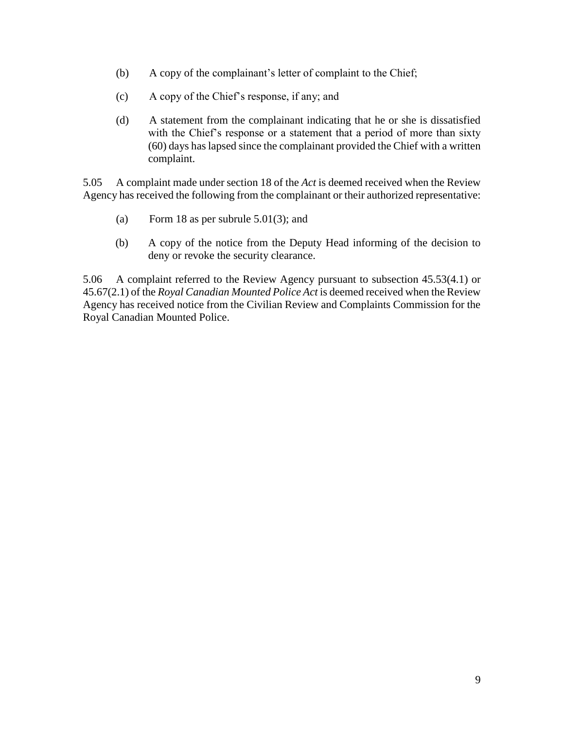(b) A copy of the complainant's letter of complaint to the Chief;

(c) A copy of the Chief's response, if any; and

(d) A statement from the complainant indicating that he or she is dissatisfied with the Chief's response or a statement that a period of more than sixty (60) days has lapsed since the complainant provided the Chief with a written complaint.

5.05 A complaint made under section 18 of the *Act* is deemed received when the Review Agency has received the following from the complainant or their authorized representative:

(a) Form 18 as per subrule 5.01(3); and

(b) A copy of the notice from the Deputy Head informing of the decision to deny or revoke the security clearance.

5.06 A complaint referred to the Review Agency pursuant to subsection 45.53(4.1) or 45.67(2.1) of the *Royal Canadian Mounted Police Act* is deemed received when the Review Agency has received notice from the Civilian Review and Complaints Commission for the Royal Canadian Mounted Police.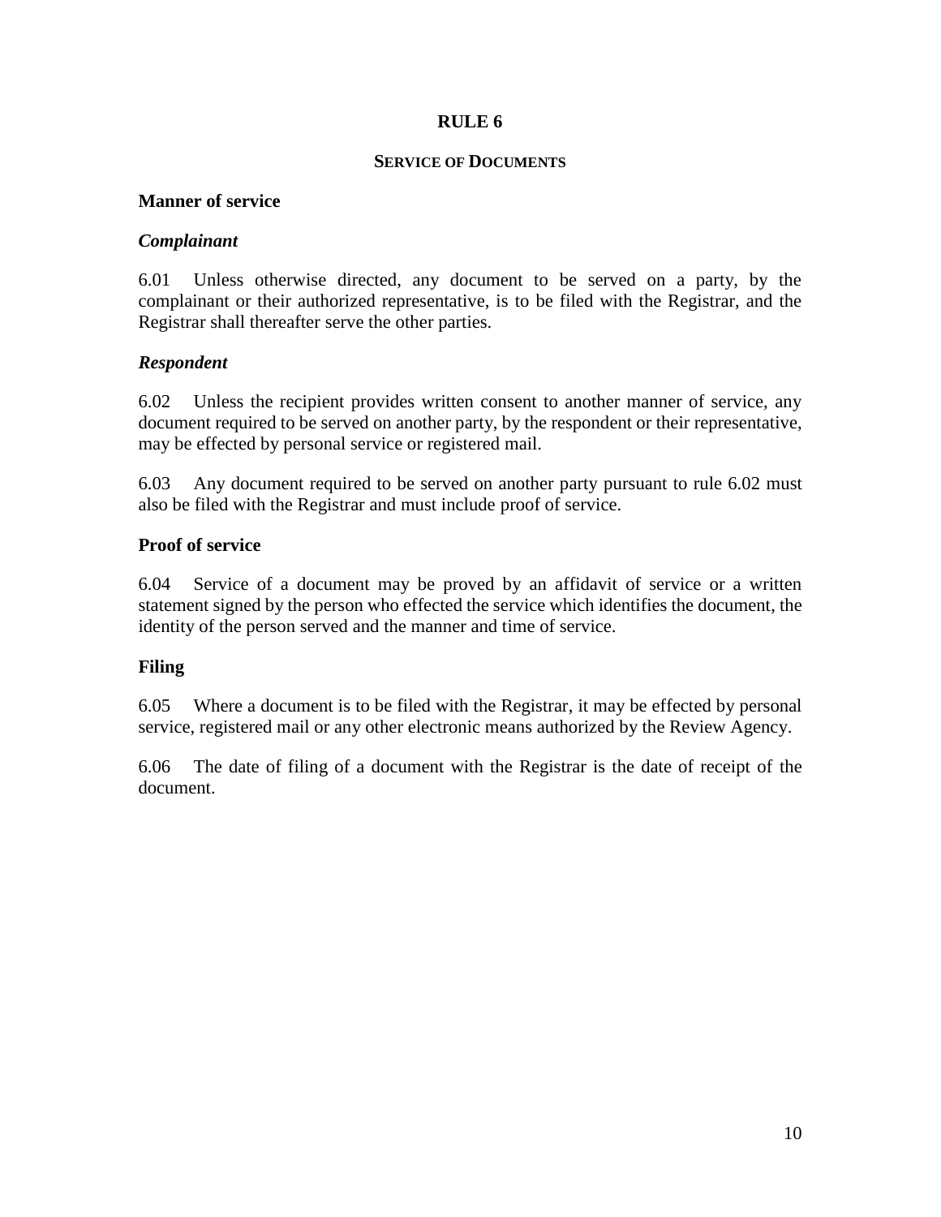# RULE 6

## SERVICE OF DOCUMENTS

### Manner of service

*Complainant*

6.01 Unless otherwise directed, any document to be served on a party, by the complainant or their authorized representative, is to be filed with the Registrar, and the Registrar shall thereafter serve the other parties.

*Respondent*

6.02 Unless the recipient provides written consent to another manner of service, any document required to be served on another party, by the respondent or their representative, may be effected by personal service or registered mail.

6.03 Any document required to be served on another party pursuant to rule 6.02 must also be filed with the Registrar and must include proof of service.

### Proof of service

6.04 Service of a document may be proved by an affidavit of service or a written statement signed by the person who effected the service which identifies the document, the identity of the person served and the manner and time of service.

### Filing

6.05 Where a document is to be filed with the Registrar, it may be effected by personal service, registered mail or any other electronic means authorized by the Review Agency.

6.06 The date of filing of a document with the Registrar is the date of receipt of the document.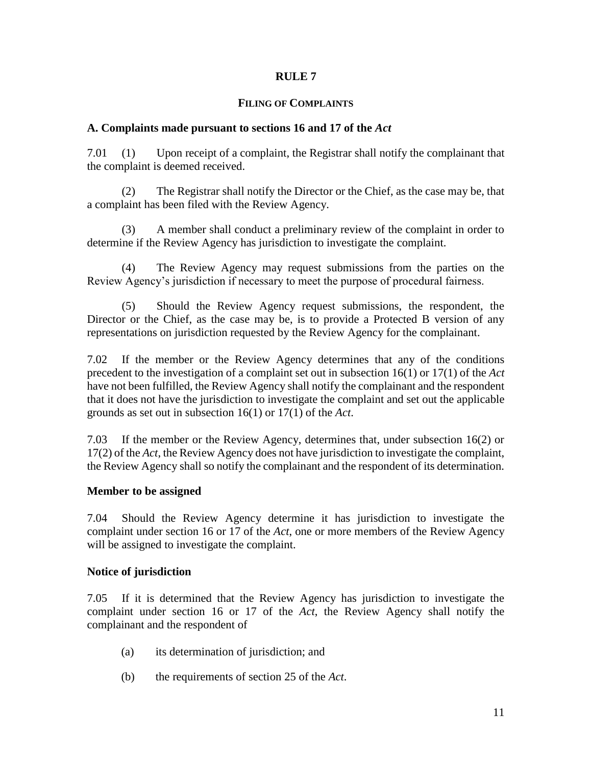# RULE 7

## FILING OF COMPLAINTS

### A. Complaints made pursuant to sections 16 and 17 of the *Act*

7.01 (1) Upon receipt of a complaint, the Registrar shall notify the complainant that the complaint is deemed received.

(2) The Registrar shall notify the Director or the Chief, as the case may be, that a complaint has been filed with the Review Agency.

(3) A member shall conduct a preliminary review of the complaint in order to determine if the Review Agency has jurisdiction to investigate the complaint.

(4) The Review Agency may request submissions from the parties on the Review Agency's jurisdiction if necessary to meet the purpose of procedural fairness.

(5) Should the Review Agency request submissions, the respondent, the Director or the Chief, as the case may be, is to provide a Protected B version of any representations on jurisdiction requested by the Review Agency for the complainant.

7.02 If the member or the Review Agency determines that any of the conditions precedent to the investigation of a complaint set out in subsection 16(1) or 17(1) of the *Act* have not been fulfilled, the Review Agency shall notify the complainant and the respondent that it does not have the jurisdiction to investigate the complaint and set out the applicable grounds as set out in subsection 16(1) or 17(1) of the *Act*.

7.03 If the member or the Review Agency, determines that, under subsection 16(2) or 17(2) of the *Act*, the Review Agency does not have jurisdiction to investigate the complaint, the Review Agency shall so notify the complainant and the respondent of its determination.

### Member to be assigned

7.04 Should the Review Agency determine it has jurisdiction to investigate the complaint under section 16 or 17 of the *Act*, one or more members of the Review Agency will be assigned to investigate the complaint.

### Notice of jurisdiction

7.05 If it is determined that the Review Agency has jurisdiction to investigate the complaint under section 16 or 17 of the *Act*, the Review Agency shall notify the complainant and the respondent of

(a) its determination of jurisdiction; and

(b) the requirements of section 25 of the *Act*.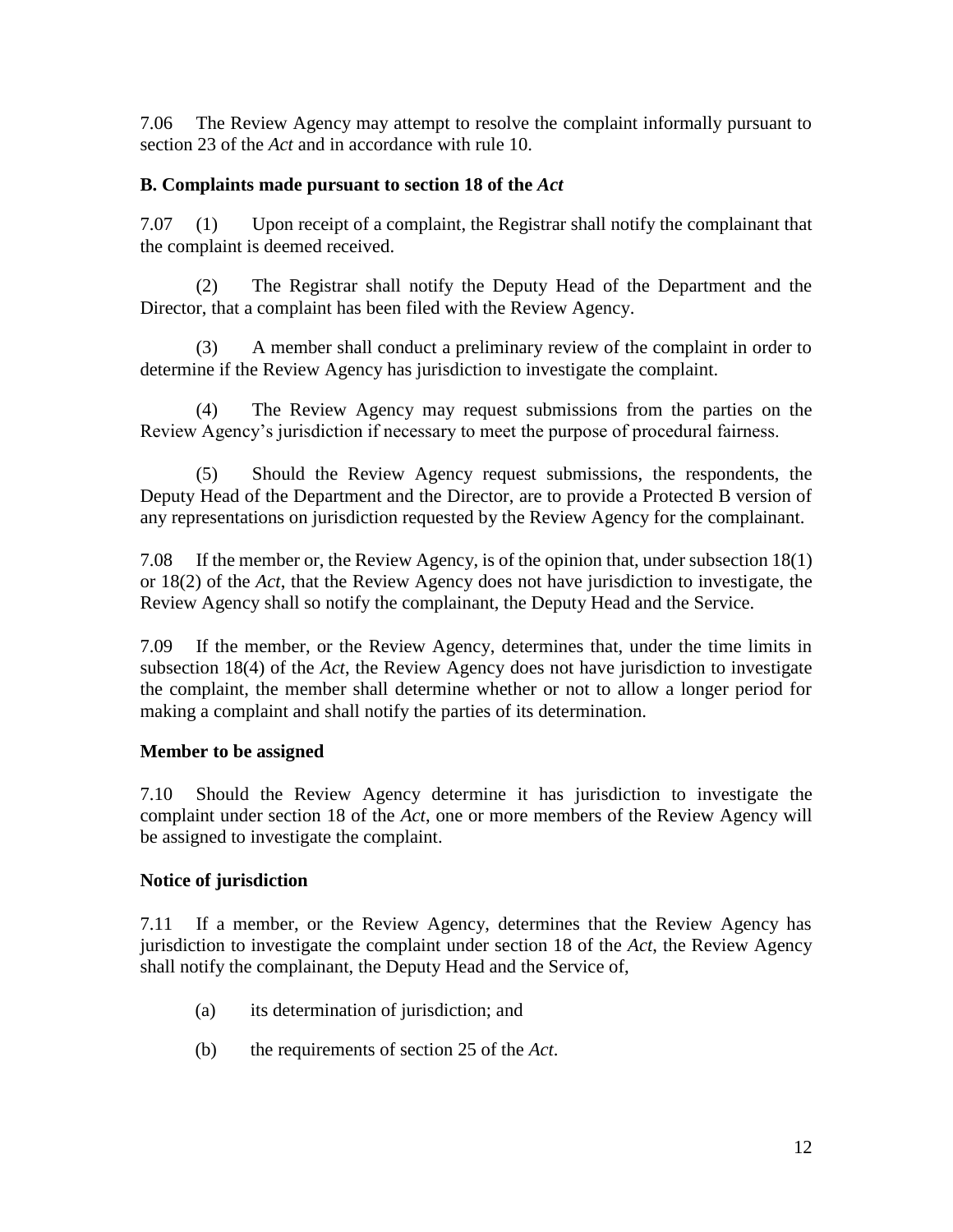7.06 The Review Agency may attempt to resolve the complaint informally pursuant to section 23 of the *Act* and in accordance with rule 10.

### B. Complaints made pursuant to section 18 of the *Act*

7.07 (1) Upon receipt of a complaint, the Registrar shall notify the complainant that the complaint is deemed received.

(2) The Registrar shall notify the Deputy Head of the Department and the Director, that a complaint has been filed with the Review Agency.

(3) A member shall conduct a preliminary review of the complaint in order to determine if the Review Agency has jurisdiction to investigate the complaint.

(4) The Review Agency may request submissions from the parties on the Review Agency's jurisdiction if necessary to meet the purpose of procedural fairness.

(5) Should the Review Agency request submissions, the respondents, the Deputy Head of the Department and the Director, are to provide a Protected B version of any representations on jurisdiction requested by the Review Agency for the complainant.

7.08 If the member or, the Review Agency, is of the opinion that, under subsection 18(1) or 18(2) of the *Act*, that the Review Agency does not have jurisdiction to investigate, the Review Agency shall so notify the complainant, the Deputy Head and the Service.

7.09 If the member, or the Review Agency, determines that, under the time limits in subsection 18(4) of the *Act*, the Review Agency does not have jurisdiction to investigate the complaint, the member shall determine whether or not to allow a longer period for making a complaint and shall notify the parties of its determination.

### Member to be assigned

7.10 Should the Review Agency determine it has jurisdiction to investigate the complaint under section 18 of the *Act*, one or more members of the Review Agency will be assigned to investigate the complaint.

### Notice of jurisdiction

7.11 If a member, or the Review Agency, determines that the Review Agency has jurisdiction to investigate the complaint under section 18 of the *Act*, the Review Agency shall notify the complainant, the Deputy Head and the Service of,

(a) its determination of jurisdiction; and

(b) the requirements of section 25 of the *Act*.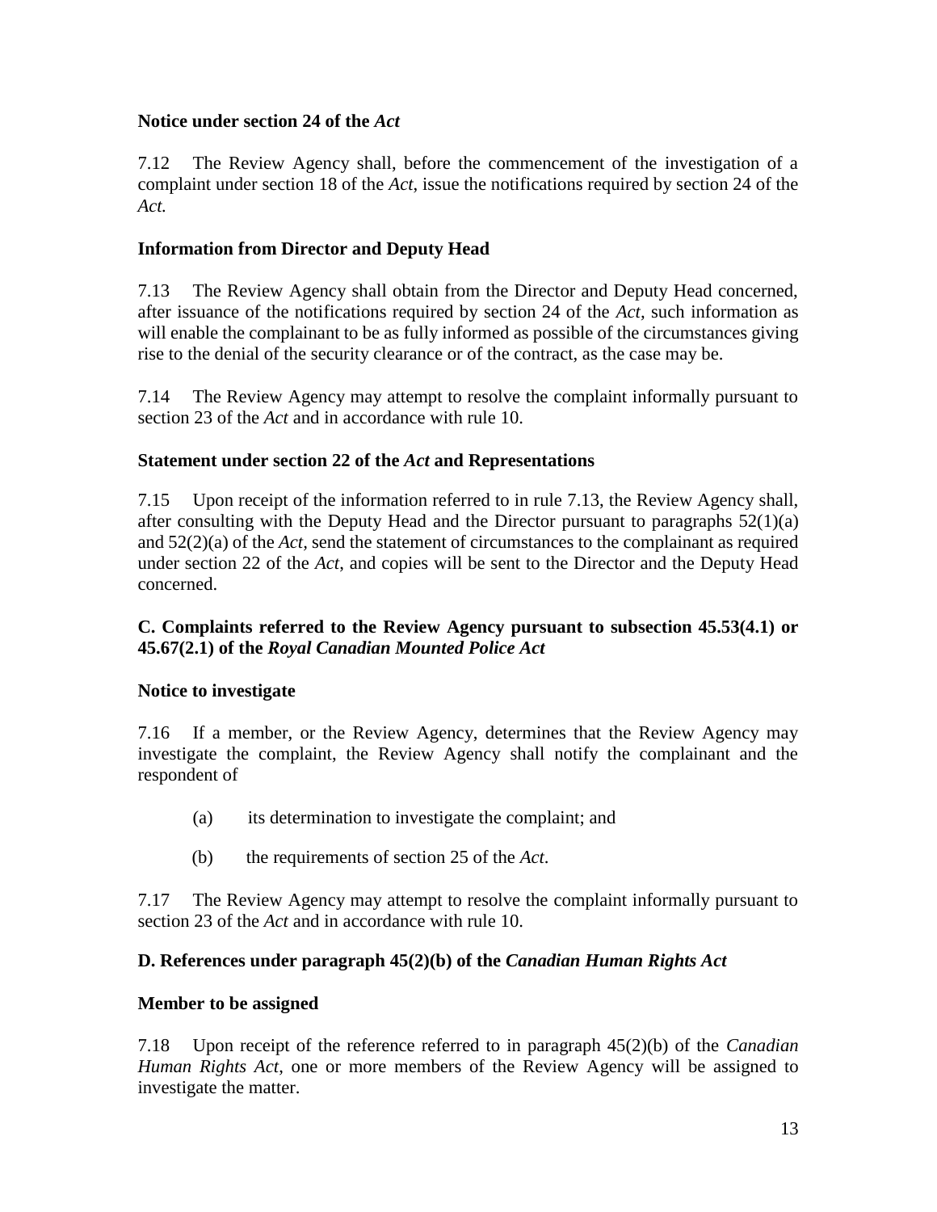**Notice under section 24 of the *Act***

7.12 The Review Agency shall, before the commencement of the investigation of a complaint under section 18 of the *Act*, issue the notifications required by section 24 of the *Act.*

**Information from Director and Deputy Head**

7.13 The Review Agency shall obtain from the Director and Deputy Head concerned, after issuance of the notifications required by section 24 of the *Act*, such information as will enable the complainant to be as fully informed as possible of the circumstances giving rise to the denial of the security clearance or of the contract, as the case may be.

7.14 The Review Agency may attempt to resolve the complaint informally pursuant to section 23 of the *Act* and in accordance with rule 10.

**Statement under section 22 of the *Act* and Representations**

7.15 Upon receipt of the information referred to in rule 7.13, the Review Agency shall, after consulting with the Deputy Head and the Director pursuant to paragraphs 52(1)(a) and 52(2)(a) of the *Act*, send the statement of circumstances to the complainant as required under section 22 of the *Act*, and copies will be sent to the Director and the Deputy Head concerned.

**C. Complaints referred to the Review Agency pursuant to subsection 45.53(4.1) or 45.67(2.1) of the *Royal Canadian Mounted Police Act***

**Notice to investigate**

7.16 If a member, or the Review Agency, determines that the Review Agency may investigate the complaint, the Review Agency shall notify the complainant and the respondent of

(a) its determination to investigate the complaint; and

(b) the requirements of section 25 of the *Act*.

7.17 The Review Agency may attempt to resolve the complaint informally pursuant to section 23 of the *Act* and in accordance with rule 10.

**D. References under paragraph 45(2)(b) of the *Canadian Human Rights Act***

**Member to be assigned**

7.18 Upon receipt of the reference referred to in paragraph 45(2)(b) of the *Canadian Human Rights Act*, one or more members of the Review Agency will be assigned to investigate the matter.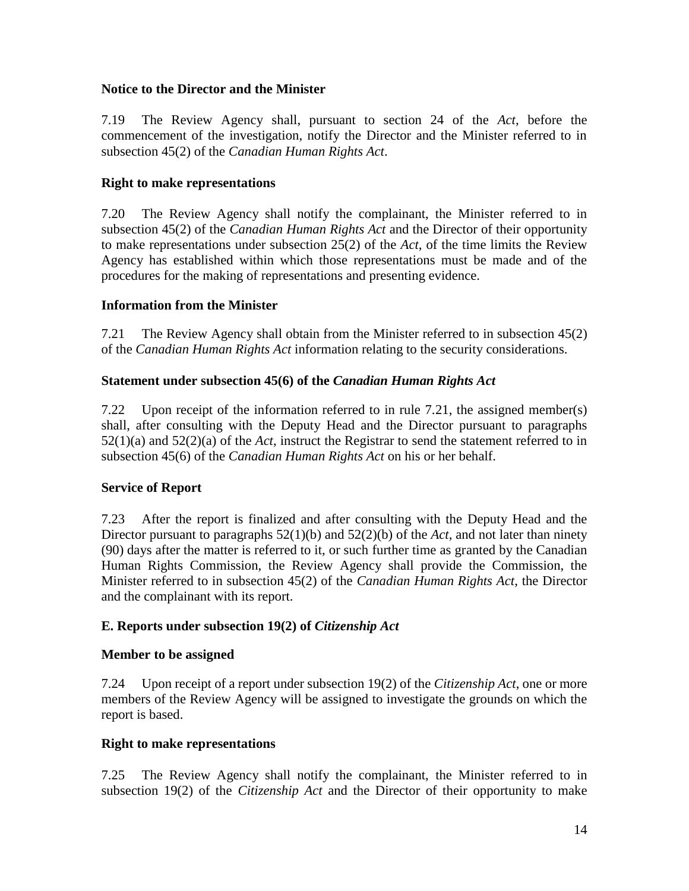**Notice to the Director and the Minister**

7.19 The Review Agency shall, pursuant to section 24 of the *Act*, before the commencement of the investigation, notify the Director and the Minister referred to in subsection 45(2) of the *Canadian Human Rights Act*.

**Right to make representations**

7.20 The Review Agency shall notify the complainant, the Minister referred to in subsection 45(2) of the *Canadian Human Rights Act* and the Director of their opportunity to make representations under subsection 25(2) of the *Act*, of the time limits the Review Agency has established within which those representations must be made and of the procedures for the making of representations and presenting evidence.

**Information from the Minister**

7.21 The Review Agency shall obtain from the Minister referred to in subsection 45(2) of the *Canadian Human Rights Act* information relating to the security considerations.

**Statement under subsection 45(6) of the *Canadian Human Rights Act***

7.22 Upon receipt of the information referred to in rule 7.21, the assigned member(s) shall, after consulting with the Deputy Head and the Director pursuant to paragraphs 52(1)(a) and 52(2)(a) of the *Act*, instruct the Registrar to send the statement referred to in subsection 45(6) of the *Canadian Human Rights Act* on his or her behalf.

**Service of Report**

7.23 After the report is finalized and after consulting with the Deputy Head and the Director pursuant to paragraphs 52(1)(b) and 52(2)(b) of the *Act*, and not later than ninety (90) days after the matter is referred to it, or such further time as granted by the Canadian Human Rights Commission, the Review Agency shall provide the Commission, the Minister referred to in subsection 45(2) of the *Canadian Human Rights Act*, the Director and the complainant with its report.

**E. Reports under subsection 19(2) of *Citizenship Act***

**Member to be assigned**

7.24 Upon receipt of a report under subsection 19(2) of the *Citizenship Act*, one or more members of the Review Agency will be assigned to investigate the grounds on which the report is based.

**Right to make representations**

7.25 The Review Agency shall notify the complainant, the Minister referred to in subsection 19(2) of the *Citizenship Act* and the Director of their opportunity to make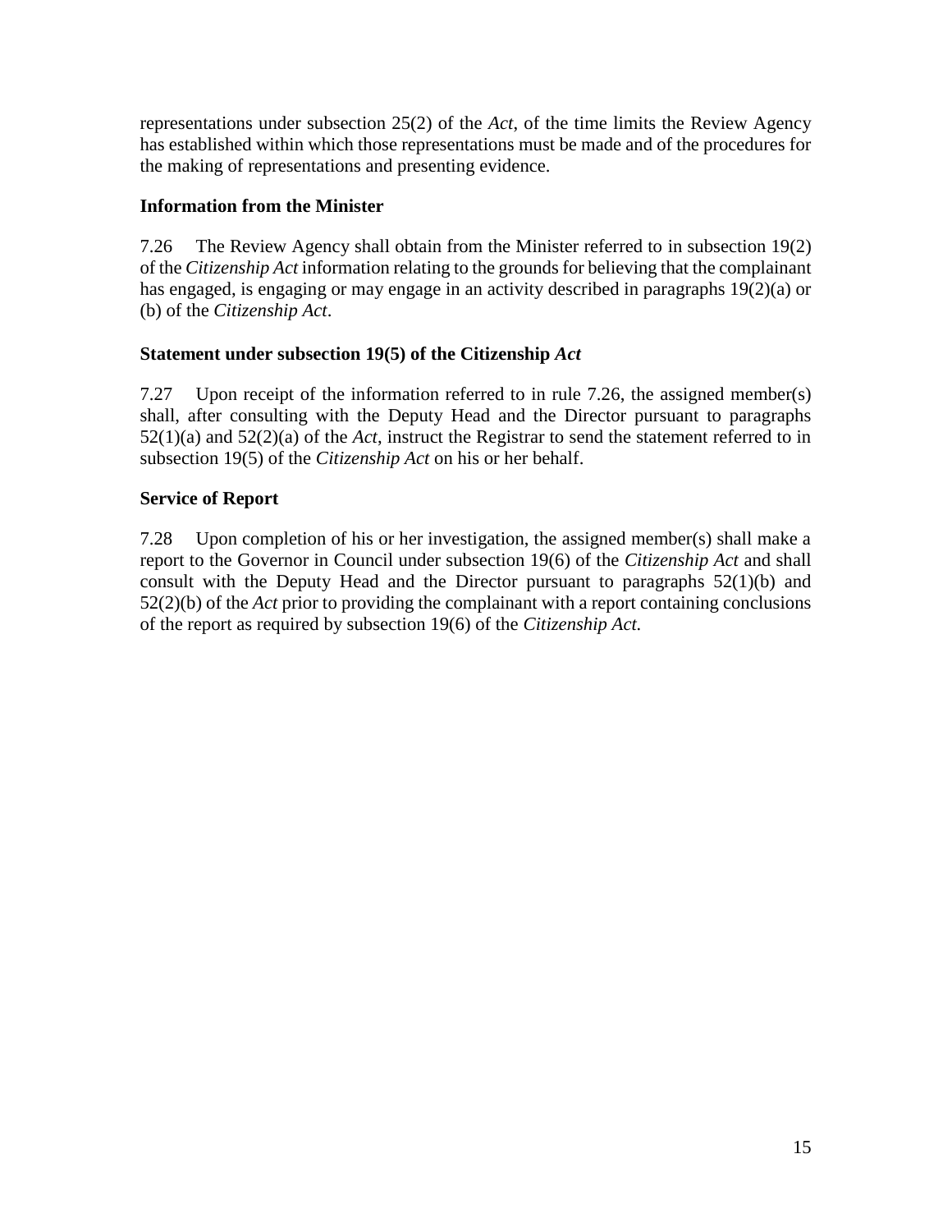representations under subsection 25(2) of the *Act*, of the time limits the Review Agency has established within which those representations must be made and of the procedures for the making of representations and presenting evidence.

**Information from the Minister**

7.26 The Review Agency shall obtain from the Minister referred to in subsection 19(2) of the *Citizenship Act* information relating to the grounds for believing that the complainant has engaged, is engaging or may engage in an activity described in paragraphs 19(2)(a) or (b) of the *Citizenship Act*.

**Statement under subsection 19(5) of the Citizenship *Act***

7.27 Upon receipt of the information referred to in rule 7.26, the assigned member(s) shall, after consulting with the Deputy Head and the Director pursuant to paragraphs 52(1)(a) and 52(2)(a) of the *Act*, instruct the Registrar to send the statement referred to in subsection 19(5) of the *Citizenship Act* on his or her behalf.

**Service of Report**

7.28 Upon completion of his or her investigation, the assigned member(s) shall make a report to the Governor in Council under subsection 19(6) of the *Citizenship Act* and shall consult with the Deputy Head and the Director pursuant to paragraphs 52(1)(b) and 52(2)(b) of the *Act* prior to providing the complainant with a report containing conclusions of the report as required by subsection 19(6) of the *Citizenship Act.*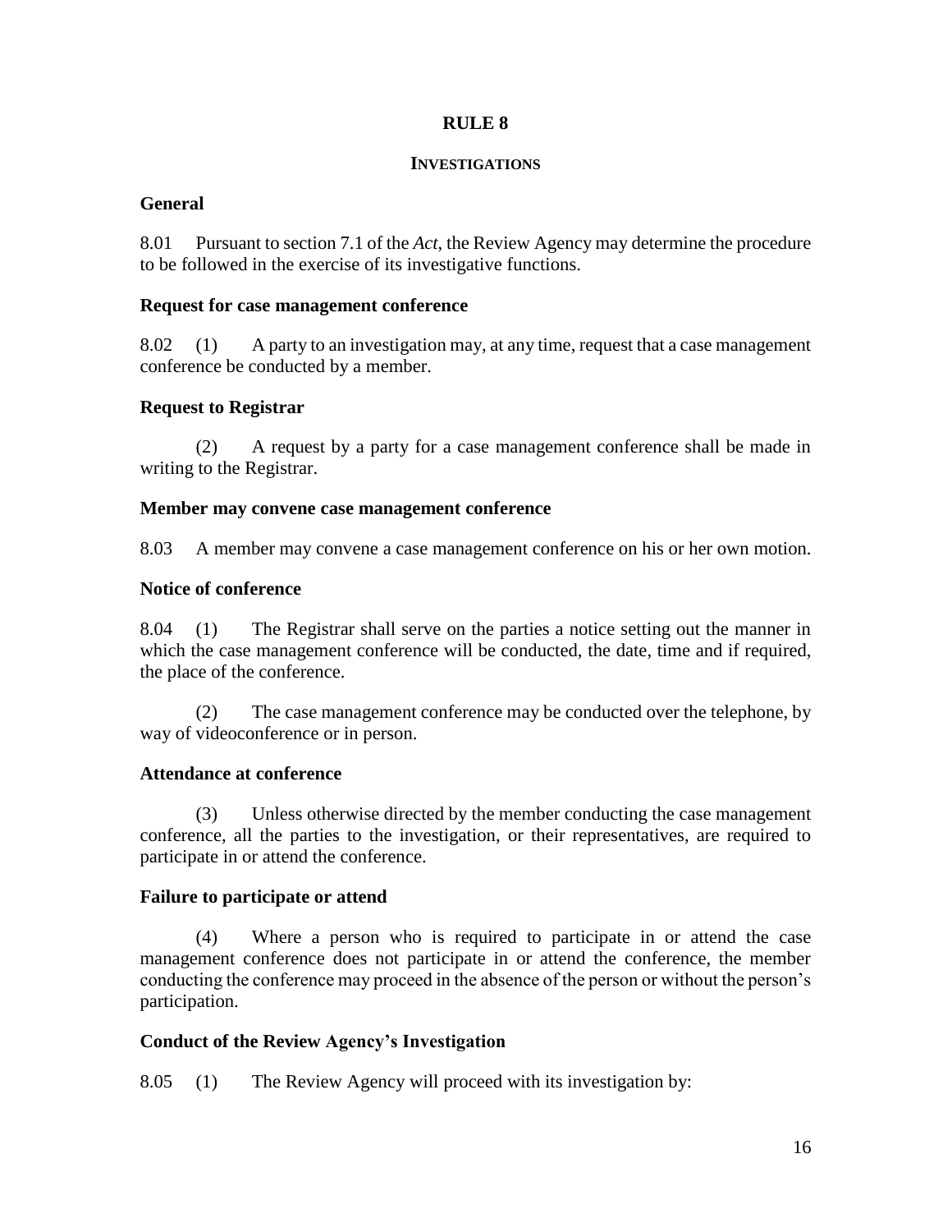# RULE 8

## INVESTIGATIONS

### General

8.01 Pursuant to section 7.1 of the *Act*, the Review Agency may determine the procedure to be followed in the exercise of its investigative functions.

### Request for case management conference

8.02 (1) A party to an investigation may, at any time, request that a case management conference be conducted by a member.

### Request to Registrar

(2) A request by a party for a case management conference shall be made in writing to the Registrar.

### Member may convene case management conference

8.03 A member may convene a case management conference on his or her own motion.

### Notice of conference

8.04 (1) The Registrar shall serve on the parties a notice setting out the manner in which the case management conference will be conducted, the date, time and if required, the place of the conference.

(2) The case management conference may be conducted over the telephone, by way of videoconference or in person.

### Attendance at conference

(3) Unless otherwise directed by the member conducting the case management conference, all the parties to the investigation, or their representatives, are required to participate in or attend the conference.

### Failure to participate or attend

(4) Where a person who is required to participate in or attend the case management conference does not participate in or attend the conference, the member conducting the conference may proceed in the absence of the person or without the person's participation.

### Conduct of the Review Agency's Investigation

8.05 (1) The Review Agency will proceed with its investigation by: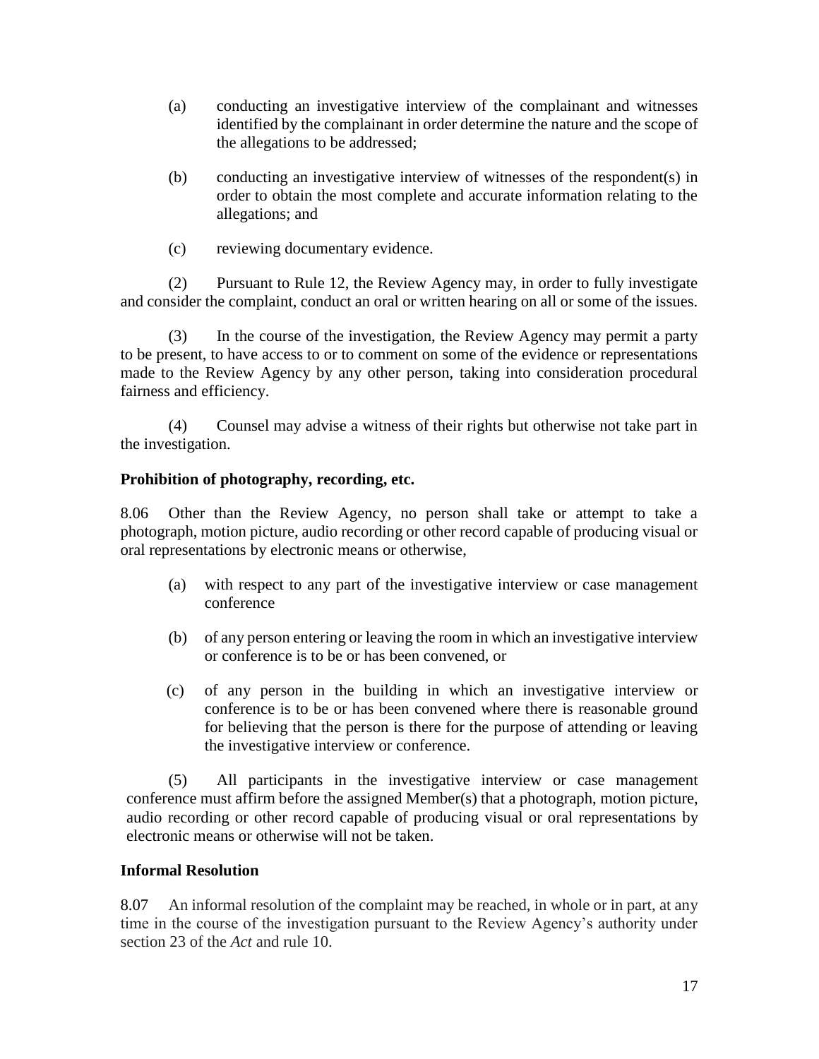(a) conducting an investigative interview of the complainant and witnesses identified by the complainant in order determine the nature and the scope of the allegations to be addressed;

(b) conducting an investigative interview of witnesses of the respondent(s) in order to obtain the most complete and accurate information relating to the allegations; and

(c) reviewing documentary evidence.

(2) Pursuant to Rule 12, the Review Agency may, in order to fully investigate and consider the complaint, conduct an oral or written hearing on all or some of the issues.

(3) In the course of the investigation, the Review Agency may permit a party to be present, to have access to or to comment on some of the evidence or representations made to the Review Agency by any other person, taking into consideration procedural fairness and efficiency.

(4) Counsel may advise a witness of their rights but otherwise not take part in the investigation.

**Prohibition of photography, recording, etc.**

8.06 Other than the Review Agency, no person shall take or attempt to take a photograph, motion picture, audio recording or other record capable of producing visual or oral representations by electronic means or otherwise,

(a) with respect to any part of the investigative interview or case management conference

(b) of any person entering or leaving the room in which an investigative interview or conference is to be or has been convened, or

(c) of any person in the building in which an investigative interview or conference is to be or has been convened where there is reasonable ground for believing that the person is there for the purpose of attending or leaving the investigative interview or conference.

(5) All participants in the investigative interview or case management conference must affirm before the assigned Member(s) that a photograph, motion picture, audio recording or other record capable of producing visual or oral representations by electronic means or otherwise will not be taken.

**Informal Resolution**

8.07 An informal resolution of the complaint may be reached, in whole or in part, at any time in the course of the investigation pursuant to the Review Agency's authority under section 23 of the *Act* and rule 10.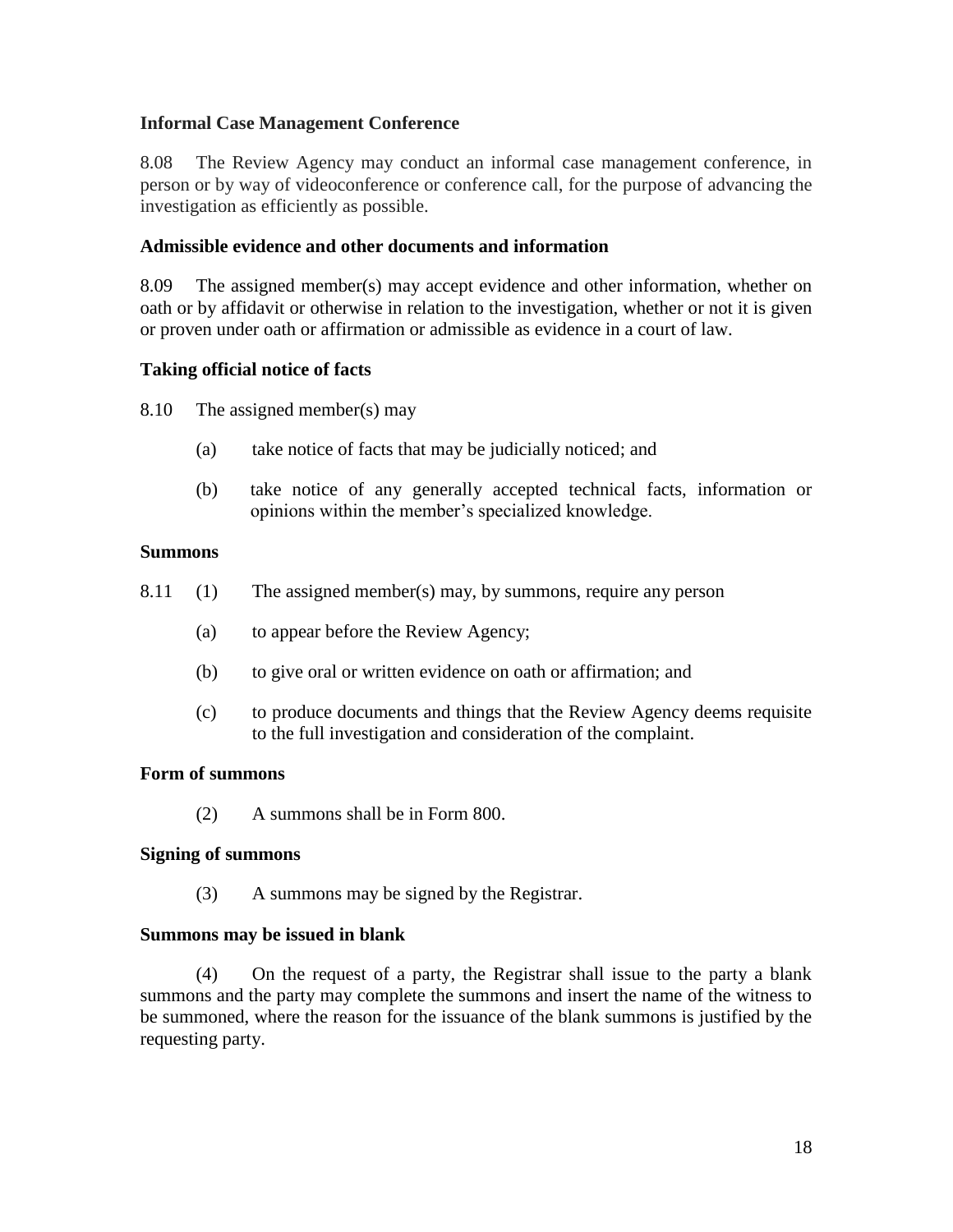**Informal Case Management Conference**

8.08 The Review Agency may conduct an informal case management conference, in person or by way of videoconference or conference call, for the purpose of advancing the investigation as efficiently as possible.

**Admissible evidence and other documents and information**

8.09 The assigned member(s) may accept evidence and other information, whether on oath or by affidavit or otherwise in relation to the investigation, whether or not it is given or proven under oath or affirmation or admissible as evidence in a court of law.

**Taking official notice of facts**

8.10 The assigned member(s) may

(a) take notice of facts that may be judicially noticed; and

(b) take notice of any generally accepted technical facts, information or opinions within the member's specialized knowledge.

**Summons**

8.11 (1) The assigned member(s) may, by summons, require any person

(a) to appear before the Review Agency;

(b) to give oral or written evidence on oath or affirmation; and

(c) to produce documents and things that the Review Agency deems requisite to the full investigation and consideration of the complaint.

**Form of summons**

(2) A summons shall be in Form 800.

**Signing of summons**

(3) A summons may be signed by the Registrar.

**Summons may be issued in blank**

(4) On the request of a party, the Registrar shall issue to the party a blank summons and the party may complete the summons and insert the name of the witness to be summoned, where the reason for the issuance of the blank summons is justified by the requesting party.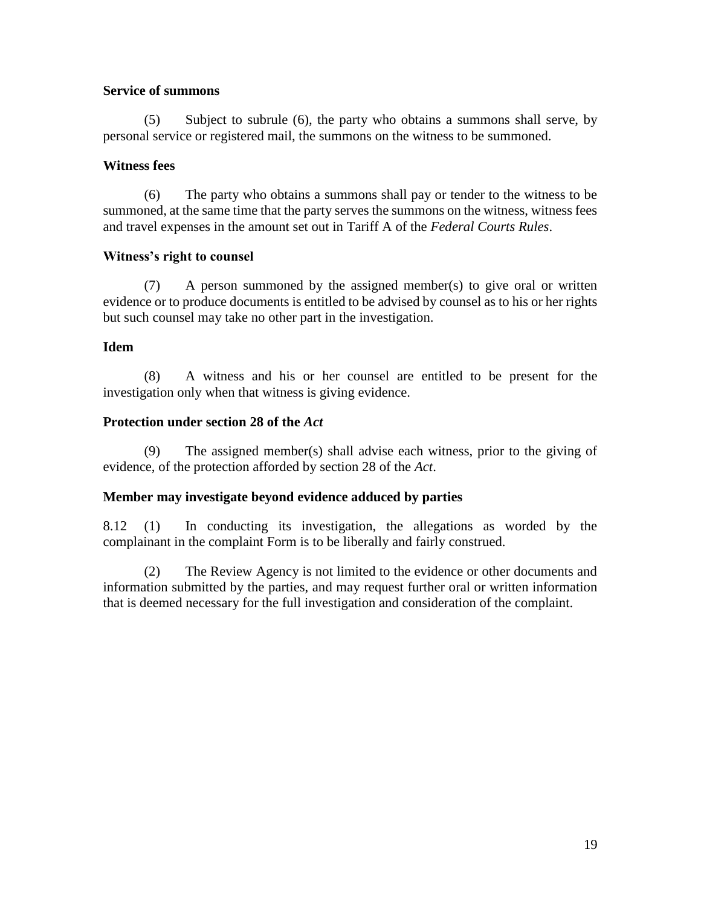**Service of summons**

(5) Subject to subrule (6), the party who obtains a summons shall serve, by personal service or registered mail, the summons on the witness to be summoned.

**Witness fees**

(6) The party who obtains a summons shall pay or tender to the witness to be summoned, at the same time that the party serves the summons on the witness, witness fees and travel expenses in the amount set out in Tariff A of the *Federal Courts Rules*.

**Witness's right to counsel**

(7) A person summoned by the assigned member(s) to give oral or written evidence or to produce documents is entitled to be advised by counsel as to his or her rights but such counsel may take no other part in the investigation.

**Idem**

(8) A witness and his or her counsel are entitled to be present for the investigation only when that witness is giving evidence.

**Protection under section 28 of the *Act***

(9) The assigned member(s) shall advise each witness, prior to the giving of evidence, of the protection afforded by section 28 of the *Act*.

**Member may investigate beyond evidence adduced by parties**

8.12 (1) In conducting its investigation, the allegations as worded by the complainant in the complaint Form is to be liberally and fairly construed.

(2) The Review Agency is not limited to the evidence or other documents and information submitted by the parties, and may request further oral or written information that is deemed necessary for the full investigation and consideration of the complaint.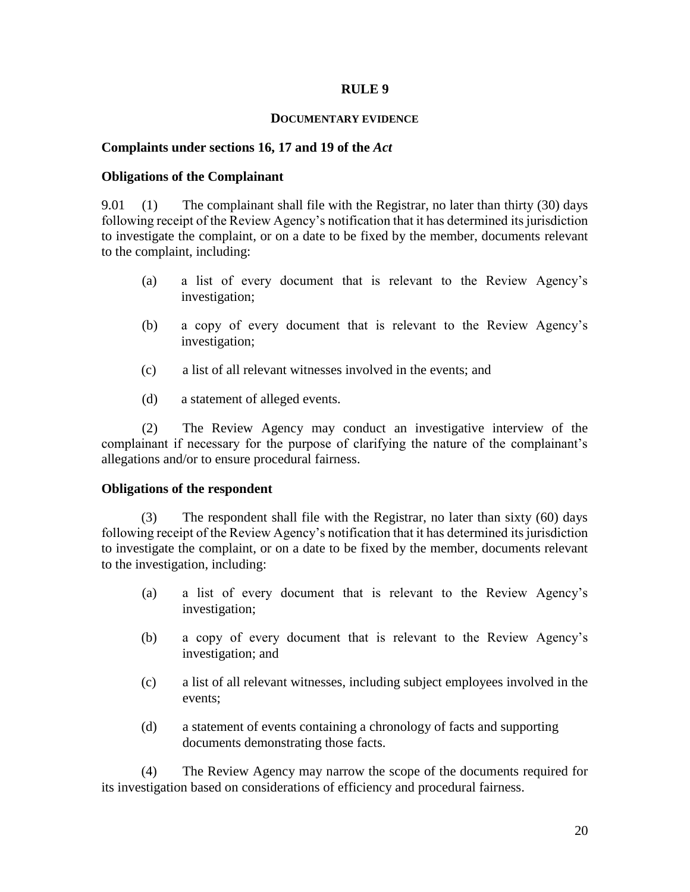# RULE 9

## DOCUMENTARY EVIDENCE

### Complaints under sections 16, 17 and 19 of the *Act*

### Obligations of the Complainant

9.01 (1) The complainant shall file with the Registrar, no later than thirty (30) days following receipt of the Review Agency's notification that it has determined its jurisdiction to investigate the complaint, or on a date to be fixed by the member, documents relevant to the complaint, including:

(a) a list of every document that is relevant to the Review Agency's investigation;

(b) a copy of every document that is relevant to the Review Agency's investigation;

(c) a list of all relevant witnesses involved in the events; and

(d) a statement of alleged events.

(2) The Review Agency may conduct an investigative interview of the complainant if necessary for the purpose of clarifying the nature of the complainant's allegations and/or to ensure procedural fairness.

### Obligations of the respondent

(3) The respondent shall file with the Registrar, no later than sixty (60) days following receipt of the Review Agency's notification that it has determined its jurisdiction to investigate the complaint, or on a date to be fixed by the member, documents relevant to the investigation, including:

(a) a list of every document that is relevant to the Review Agency's investigation;

(b) a copy of every document that is relevant to the Review Agency's investigation; and

(c) a list of all relevant witnesses, including subject employees involved in the events;

(d) a statement of events containing a chronology of facts and supporting documents demonstrating those facts.

(4) The Review Agency may narrow the scope of the documents required for its investigation based on considerations of efficiency and procedural fairness.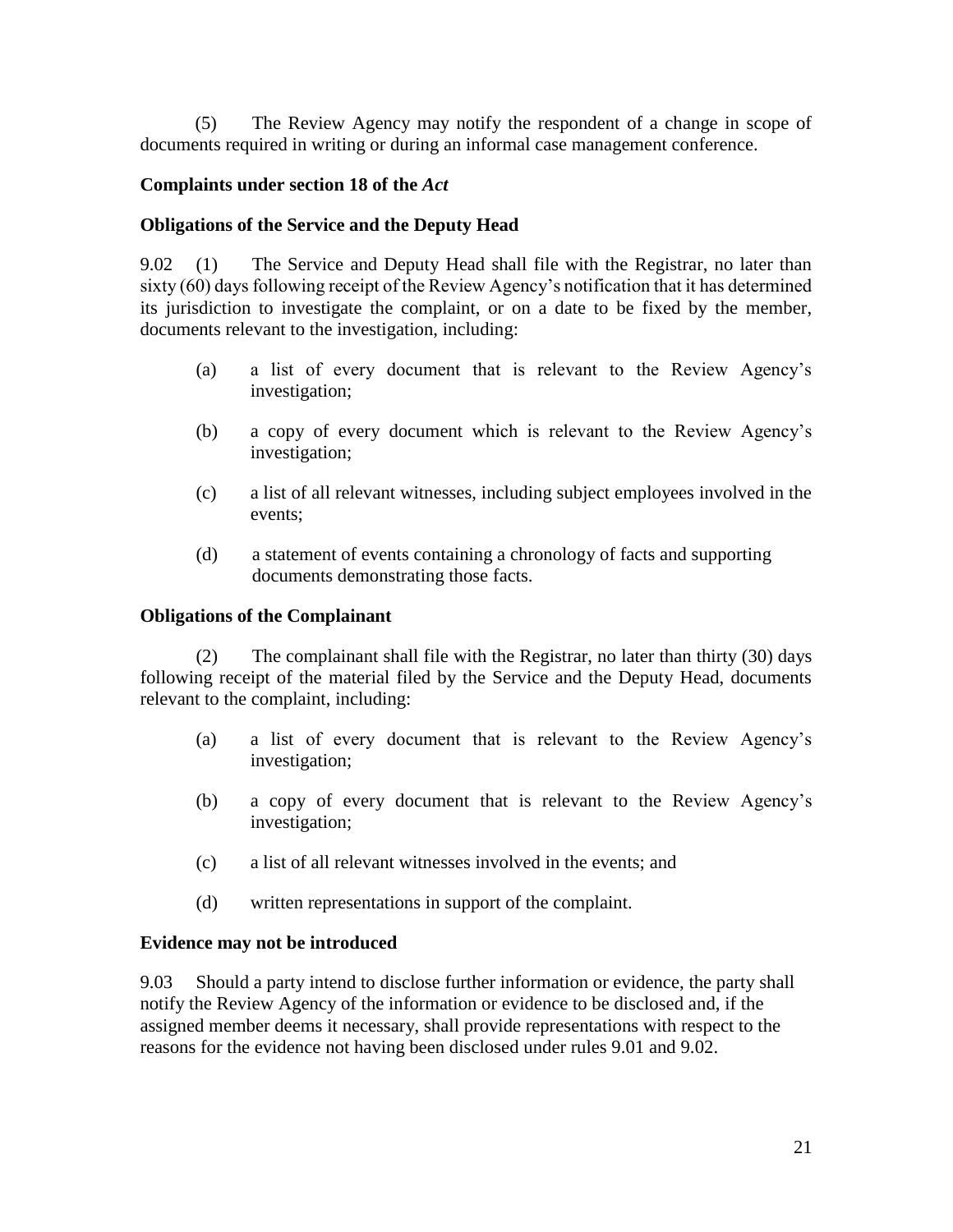(5) The Review Agency may notify the respondent of a change in scope of documents required in writing or during an informal case management conference.

**Complaints under section 18 of the *Act***

**Obligations of the Service and the Deputy Head**

9.02 (1) The Service and Deputy Head shall file with the Registrar, no later than sixty (60) days following receipt of the Review Agency's notification that it has determined its jurisdiction to investigate the complaint, or on a date to be fixed by the member, documents relevant to the investigation, including:

(a) a list of every document that is relevant to the Review Agency's investigation;

(b) a copy of every document which is relevant to the Review Agency's investigation;

(c) a list of all relevant witnesses, including subject employees involved in the events;

(d) a statement of events containing a chronology of facts and supporting documents demonstrating those facts.

**Obligations of the Complainant**

(2) The complainant shall file with the Registrar, no later than thirty (30) days following receipt of the material filed by the Service and the Deputy Head, documents relevant to the complaint, including:

(a) a list of every document that is relevant to the Review Agency's investigation;

(b) a copy of every document that is relevant to the Review Agency's investigation;

(c) a list of all relevant witnesses involved in the events; and

(d) written representations in support of the complaint.

**Evidence may not be introduced**

9.03 Should a party intend to disclose further information or evidence, the party shall notify the Review Agency of the information or evidence to be disclosed and, if the assigned member deems it necessary, shall provide representations with respect to the reasons for the evidence not having been disclosed under rules 9.01 and 9.02.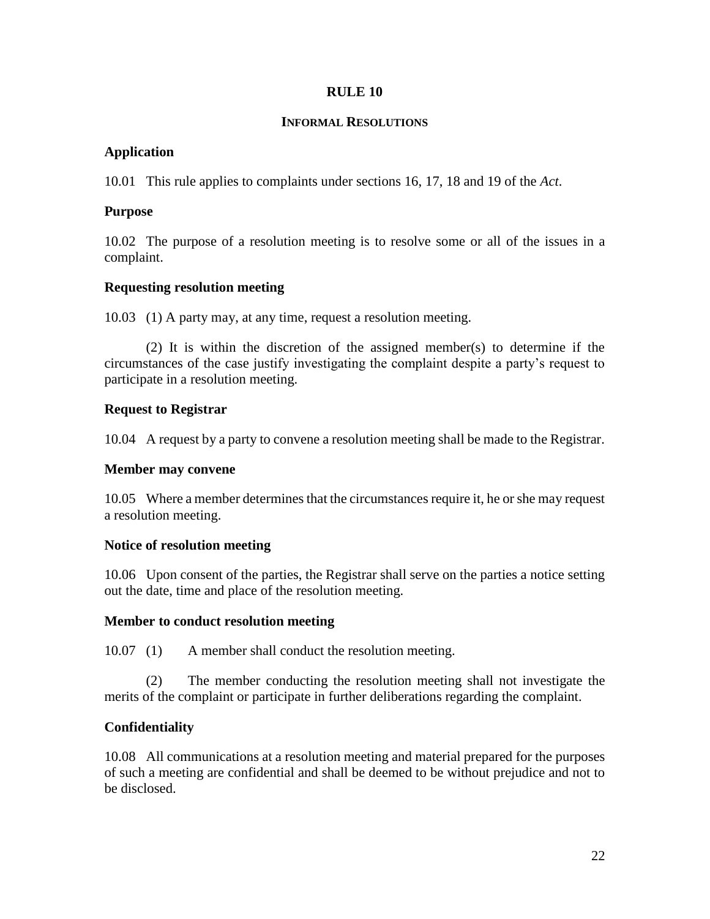# RULE 10

## INFORMAL RESOLUTIONS

### Application

10.01 This rule applies to complaints under sections 16, 17, 18 and 19 of the *Act*.

### Purpose

10.02 The purpose of a resolution meeting is to resolve some or all of the issues in a complaint.

### Requesting resolution meeting

10.03 (1) A party may, at any time, request a resolution meeting.

(2) It is within the discretion of the assigned member(s) to determine if the circumstances of the case justify investigating the complaint despite a party's request to participate in a resolution meeting.

### Request to Registrar

10.04 A request by a party to convene a resolution meeting shall be made to the Registrar.

### Member may convene

10.05 Where a member determines that the circumstances require it, he or she may request a resolution meeting.

### Notice of resolution meeting

10.06 Upon consent of the parties, the Registrar shall serve on the parties a notice setting out the date, time and place of the resolution meeting.

### Member to conduct resolution meeting

10.07 (1) A member shall conduct the resolution meeting.

(2) The member conducting the resolution meeting shall not investigate the merits of the complaint or participate in further deliberations regarding the complaint.

### Confidentiality

10.08 All communications at a resolution meeting and material prepared for the purposes of such a meeting are confidential and shall be deemed to be without prejudice and not to be disclosed.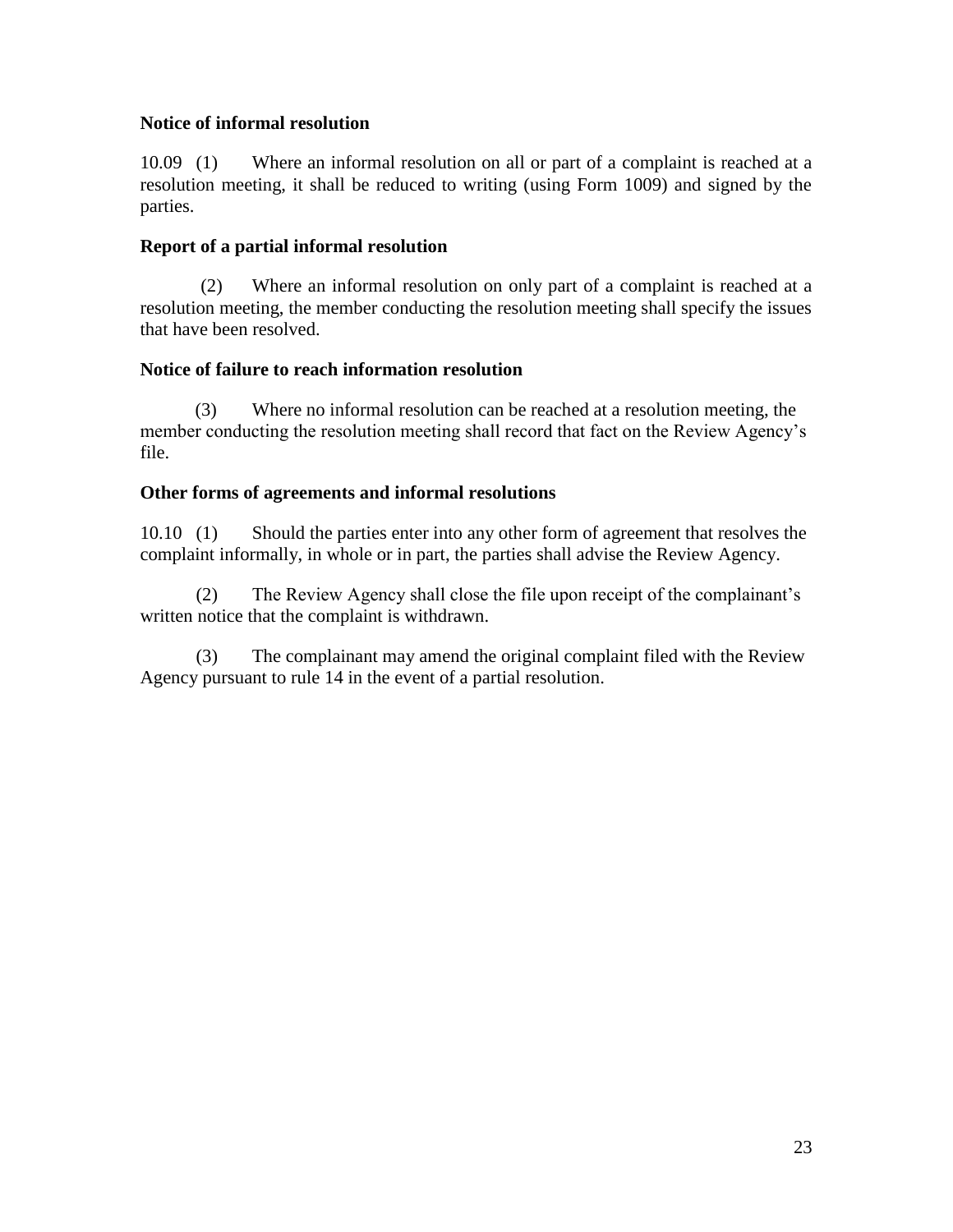**Notice of informal resolution**

10.09 (1) Where an informal resolution on all or part of a complaint is reached at a resolution meeting, it shall be reduced to writing (using Form 1009) and signed by the parties.

**Report of a partial informal resolution**

(2) Where an informal resolution on only part of a complaint is reached at a resolution meeting, the member conducting the resolution meeting shall specify the issues that have been resolved.

**Notice of failure to reach information resolution**

(3) Where no informal resolution can be reached at a resolution meeting, the member conducting the resolution meeting shall record that fact on the Review Agency's file.

**Other forms of agreements and informal resolutions**

10.10 (1) Should the parties enter into any other form of agreement that resolves the complaint informally, in whole or in part, the parties shall advise the Review Agency.

(2) The Review Agency shall close the file upon receipt of the complainant's written notice that the complaint is withdrawn.

(3) The complainant may amend the original complaint filed with the Review Agency pursuant to rule 14 in the event of a partial resolution.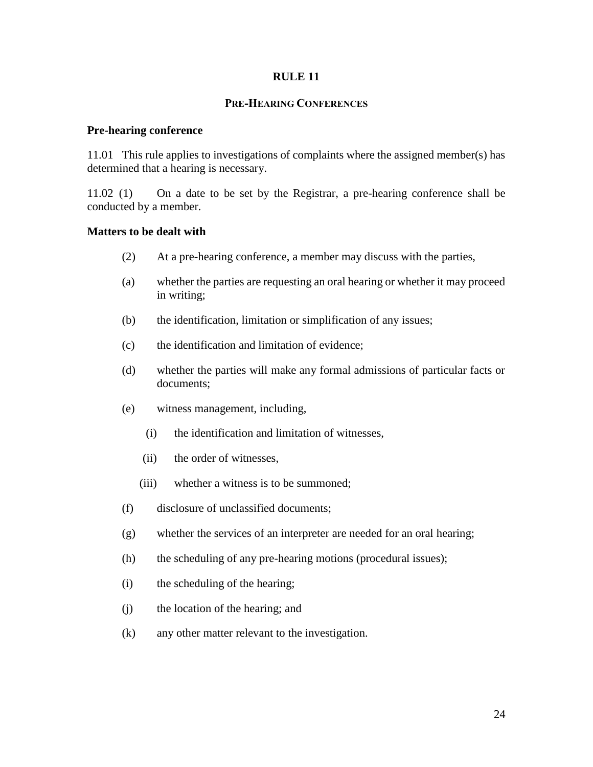# RULE 11

## PRE-HEARING CONFERENCES

**Pre-hearing conference**

11.01 This rule applies to investigations of complaints where the assigned member(s) has determined that a hearing is necessary.

11.02 (1) On a date to be set by the Registrar, a pre-hearing conference shall be conducted by a member.

**Matters to be dealt with**

(2) At a pre-hearing conference, a member may discuss with the parties,

(a) whether the parties are requesting an oral hearing or whether it may proceed in writing;

(b) the identification, limitation or simplification of any issues;

(c) the identification and limitation of evidence;

(d) whether the parties will make any formal admissions of particular facts or documents;

(e) witness management, including,

  (i) the identification and limitation of witnesses,

  (ii) the order of witnesses,

  (iii) whether a witness is to be summoned;

(f) disclosure of unclassified documents;

(g) whether the services of an interpreter are needed for an oral hearing;

(h) the scheduling of any pre-hearing motions (procedural issues);

(i) the scheduling of the hearing;

(j) the location of the hearing; and

(k) any other matter relevant to the investigation.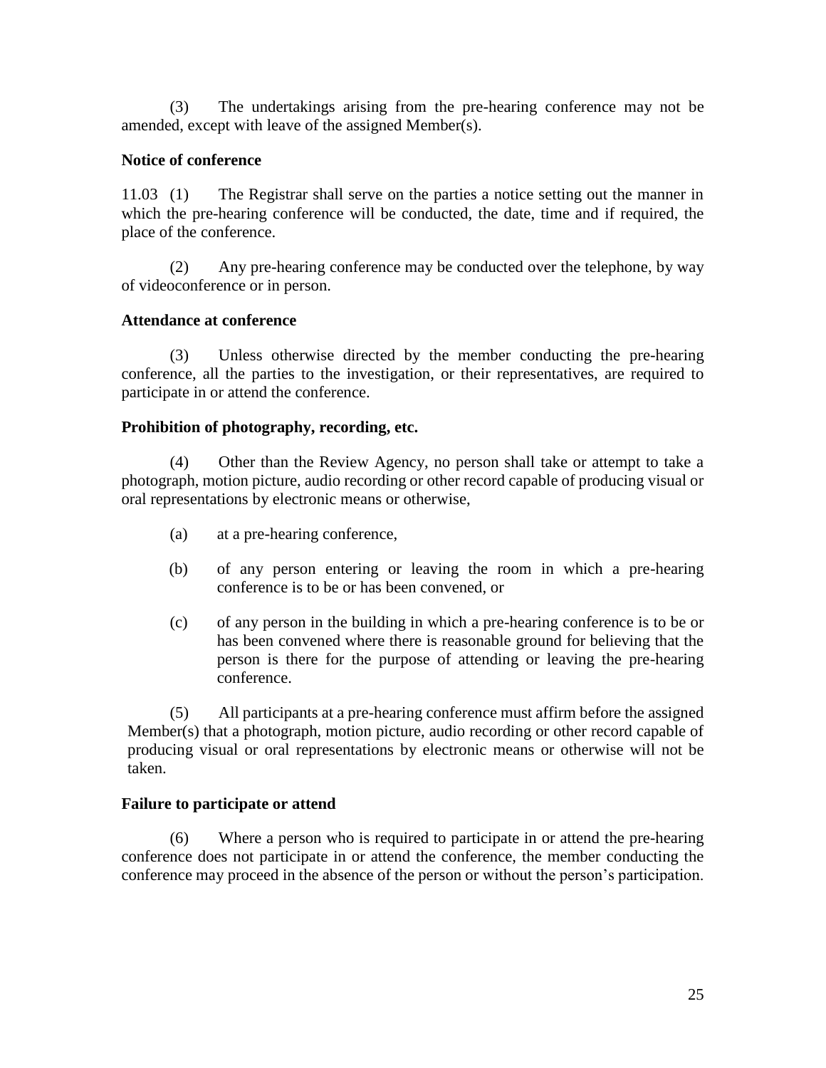(3) The undertakings arising from the pre-hearing conference may not be amended, except with leave of the assigned Member(s).

**Notice of conference**

11.03 (1) The Registrar shall serve on the parties a notice setting out the manner in which the pre-hearing conference will be conducted, the date, time and if required, the place of the conference.

(2) Any pre-hearing conference may be conducted over the telephone, by way of videoconference or in person.

**Attendance at conference**

(3) Unless otherwise directed by the member conducting the pre-hearing conference, all the parties to the investigation, or their representatives, are required to participate in or attend the conference.

**Prohibition of photography, recording, etc.**

(4) Other than the Review Agency, no person shall take or attempt to take a photograph, motion picture, audio recording or other record capable of producing visual or oral representations by electronic means or otherwise,

(a) at a pre-hearing conference,

(b) of any person entering or leaving the room in which a pre-hearing conference is to be or has been convened, or

(c) of any person in the building in which a pre-hearing conference is to be or has been convened where there is reasonable ground for believing that the person is there for the purpose of attending or leaving the pre-hearing conference.

(5) All participants at a pre-hearing conference must affirm before the assigned Member(s) that a photograph, motion picture, audio recording or other record capable of producing visual or oral representations by electronic means or otherwise will not be taken.

**Failure to participate or attend**

(6) Where a person who is required to participate in or attend the pre-hearing conference does not participate in or attend the conference, the member conducting the conference may proceed in the absence of the person or without the person's participation.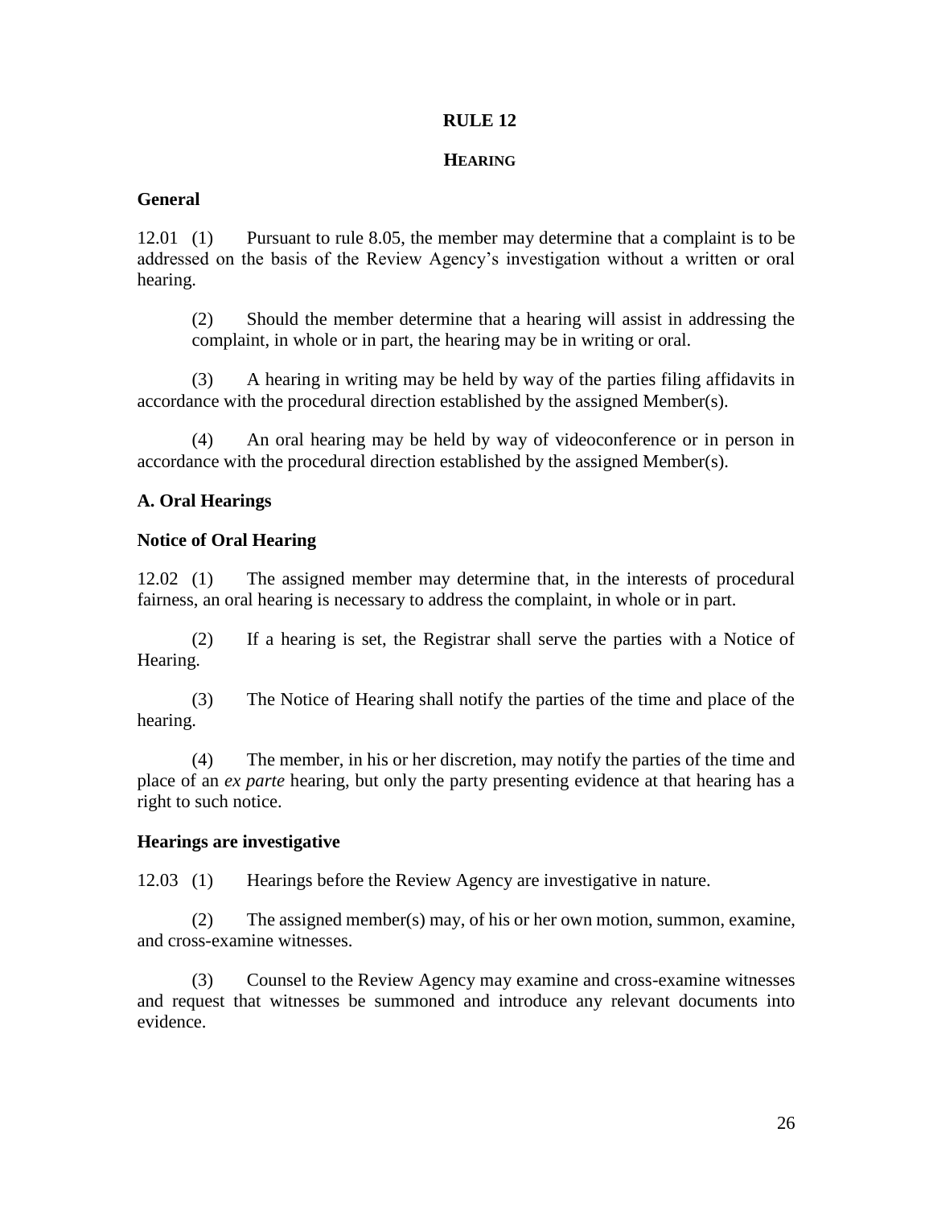# RULE 12

## HEARING

### General

12.01 (1) Pursuant to rule 8.05, the member may determine that a complaint is to be addressed on the basis of the Review Agency's investigation without a written or oral hearing.

(2) Should the member determine that a hearing will assist in addressing the complaint, in whole or in part, the hearing may be in writing or oral.

(3) A hearing in writing may be held by way of the parties filing affidavits in accordance with the procedural direction established by the assigned Member(s).

(4) An oral hearing may be held by way of videoconference or in person in accordance with the procedural direction established by the assigned Member(s).

### A. Oral Hearings

### Notice of Oral Hearing

12.02 (1) The assigned member may determine that, in the interests of procedural fairness, an oral hearing is necessary to address the complaint, in whole or in part.

(2) If a hearing is set, the Registrar shall serve the parties with a Notice of Hearing.

(3) The Notice of Hearing shall notify the parties of the time and place of the hearing.

(4) The member, in his or her discretion, may notify the parties of the time and place of an *ex parte* hearing, but only the party presenting evidence at that hearing has a right to such notice.

### Hearings are investigative

12.03 (1) Hearings before the Review Agency are investigative in nature.

(2) The assigned member(s) may, of his or her own motion, summon, examine, and cross-examine witnesses.

(3) Counsel to the Review Agency may examine and cross-examine witnesses and request that witnesses be summoned and introduce any relevant documents into evidence.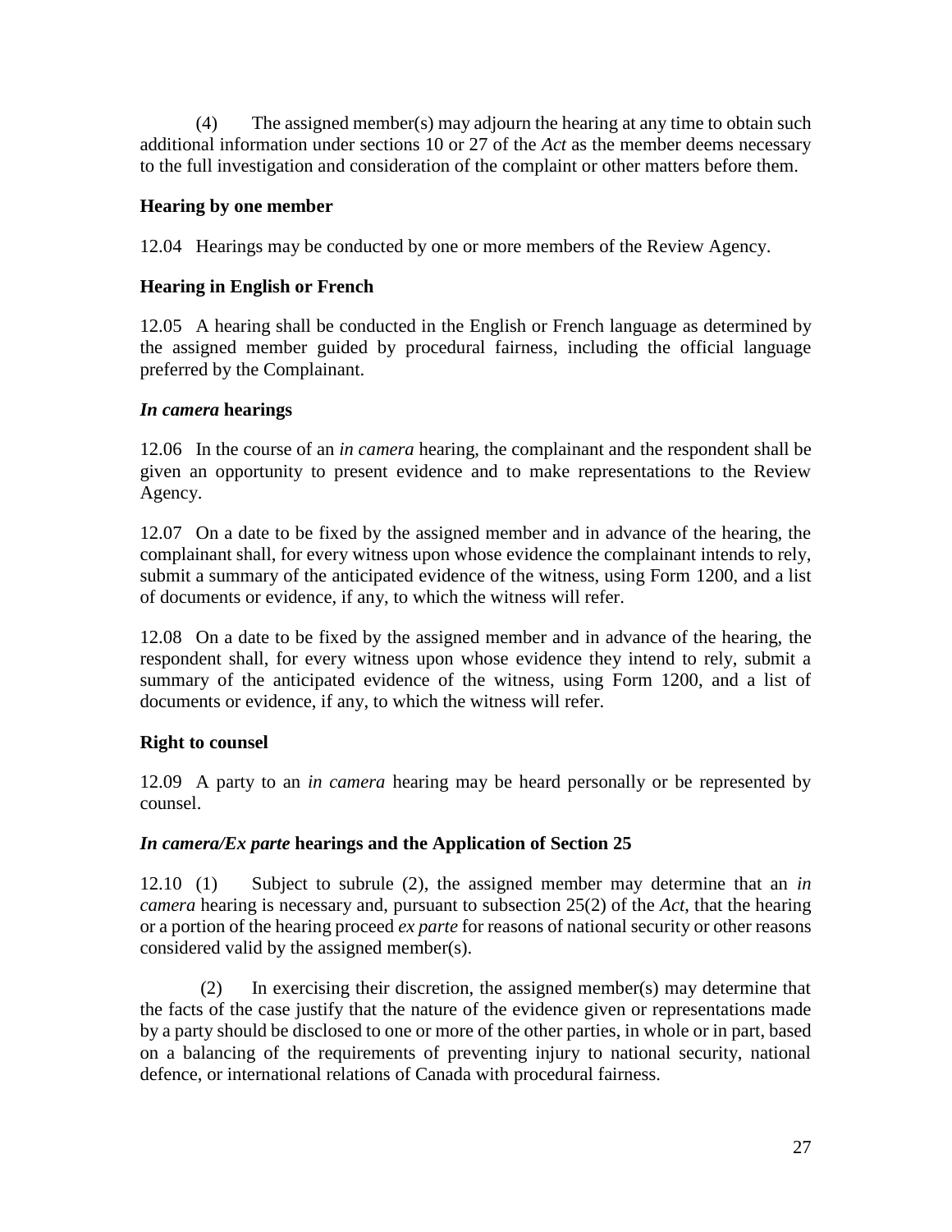(4) The assigned member(s) may adjourn the hearing at any time to obtain such additional information under sections 10 or 27 of the *Act* as the member deems necessary to the full investigation and consideration of the complaint or other matters before them.

### Hearing by one member

12.04 Hearings may be conducted by one or more members of the Review Agency.

### Hearing in English or French

12.05 A hearing shall be conducted in the English or French language as determined by the assigned member guided by procedural fairness, including the official language preferred by the Complainant.

### *In camera* hearings

12.06 In the course of an *in camera* hearing, the complainant and the respondent shall be given an opportunity to present evidence and to make representations to the Review Agency.

12.07 On a date to be fixed by the assigned member and in advance of the hearing, the complainant shall, for every witness upon whose evidence the complainant intends to rely, submit a summary of the anticipated evidence of the witness, using Form 1200, and a list of documents or evidence, if any, to which the witness will refer.

12.08 On a date to be fixed by the assigned member and in advance of the hearing, the respondent shall, for every witness upon whose evidence they intend to rely, submit a summary of the anticipated evidence of the witness, using Form 1200, and a list of documents or evidence, if any, to which the witness will refer.

### Right to counsel

12.09 A party to an *in camera* hearing may be heard personally or be represented by counsel.

### *In camera/Ex parte* hearings and the Application of Section 25

12.10 (1) Subject to subrule (2), the assigned member may determine that an *in camera* hearing is necessary and, pursuant to subsection 25(2) of the *Act*, that the hearing or a portion of the hearing proceed *ex parte* for reasons of national security or other reasons considered valid by the assigned member(s).

(2) In exercising their discretion, the assigned member(s) may determine that the facts of the case justify that the nature of the evidence given or representations made by a party should be disclosed to one or more of the other parties, in whole or in part, based on a balancing of the requirements of preventing injury to national security, national defence, or international relations of Canada with procedural fairness.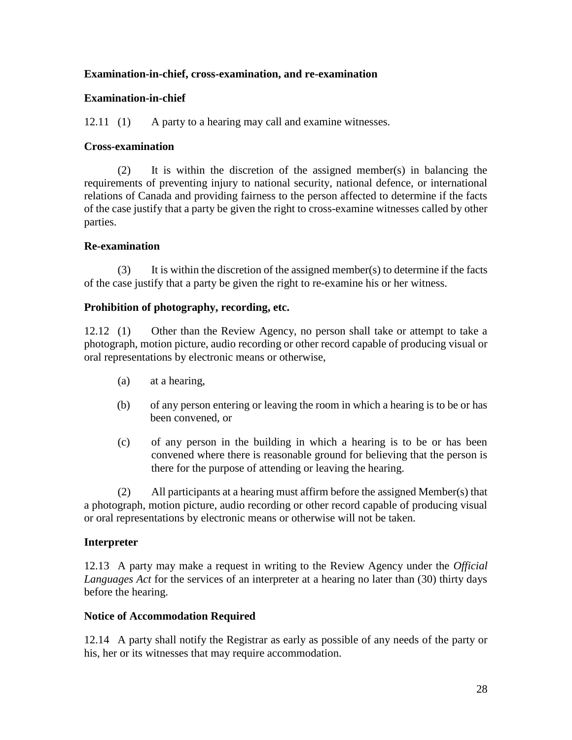**Examination-in-chief, cross-examination, and re-examination**

**Examination-in-chief**

12.11 (1) A party to a hearing may call and examine witnesses.

**Cross-examination**

(2) It is within the discretion of the assigned member(s) in balancing the requirements of preventing injury to national security, national defence, or international relations of Canada and providing fairness to the person affected to determine if the facts of the case justify that a party be given the right to cross-examine witnesses called by other parties.

**Re-examination**

(3) It is within the discretion of the assigned member(s) to determine if the facts of the case justify that a party be given the right to re-examine his or her witness.

**Prohibition of photography, recording, etc.**

12.12 (1) Other than the Review Agency, no person shall take or attempt to take a photograph, motion picture, audio recording or other record capable of producing visual or oral representations by electronic means or otherwise,

- (a) at a hearing,
- (b) of any person entering or leaving the room in which a hearing is to be or has been convened, or
- (c) of any person in the building in which a hearing is to be or has been convened where there is reasonable ground for believing that the person is there for the purpose of attending or leaving the hearing.

(2) All participants at a hearing must affirm before the assigned Member(s) that a photograph, motion picture, audio recording or other record capable of producing visual or oral representations by electronic means or otherwise will not be taken.

**Interpreter**

12.13 A party may make a request in writing to the Review Agency under the *Official Languages Act* for the services of an interpreter at a hearing no later than (30) thirty days before the hearing.

**Notice of Accommodation Required**

12.14 A party shall notify the Registrar as early as possible of any needs of the party or his, her or its witnesses that may require accommodation.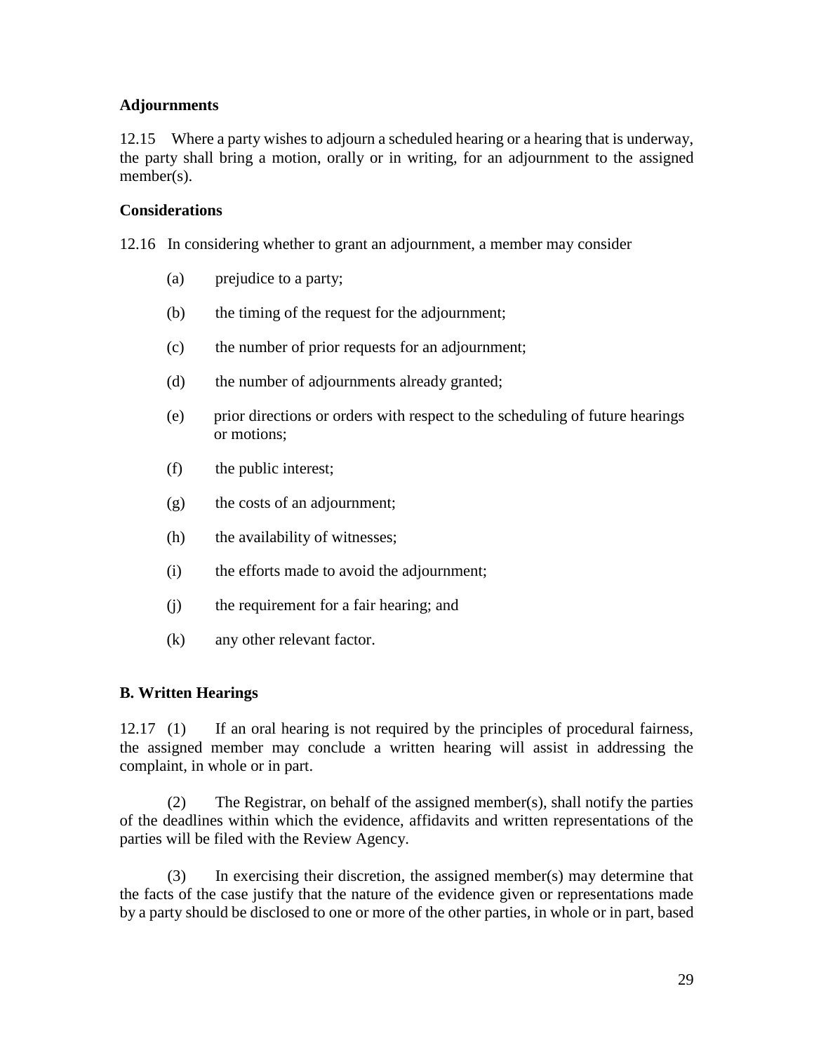### Adjournments

12.15 Where a party wishes to adjourn a scheduled hearing or a hearing that is underway, the party shall bring a motion, orally or in writing, for an adjournment to the assigned member(s).

### Considerations

12.16 In considering whether to grant an adjournment, a member may consider

(a) prejudice to a party;

(b) the timing of the request for the adjournment;

(c) the number of prior requests for an adjournment;

(d) the number of adjournments already granted;

(e) prior directions or orders with respect to the scheduling of future hearings or motions;

(f) the public interest;

(g) the costs of an adjournment;

(h) the availability of witnesses;

(i) the efforts made to avoid the adjournment;

(j) the requirement for a fair hearing; and

(k) any other relevant factor.

## B. Written Hearings

12.17 (1) If an oral hearing is not required by the principles of procedural fairness, the assigned member may conclude a written hearing will assist in addressing the complaint, in whole or in part.

(2) The Registrar, on behalf of the assigned member(s), shall notify the parties of the deadlines within which the evidence, affidavits and written representations of the parties will be filed with the Review Agency.

(3) In exercising their discretion, the assigned member(s) may determine that the facts of the case justify that the nature of the evidence given or representations made by a party should be disclosed to one or more of the other parties, in whole or in part, based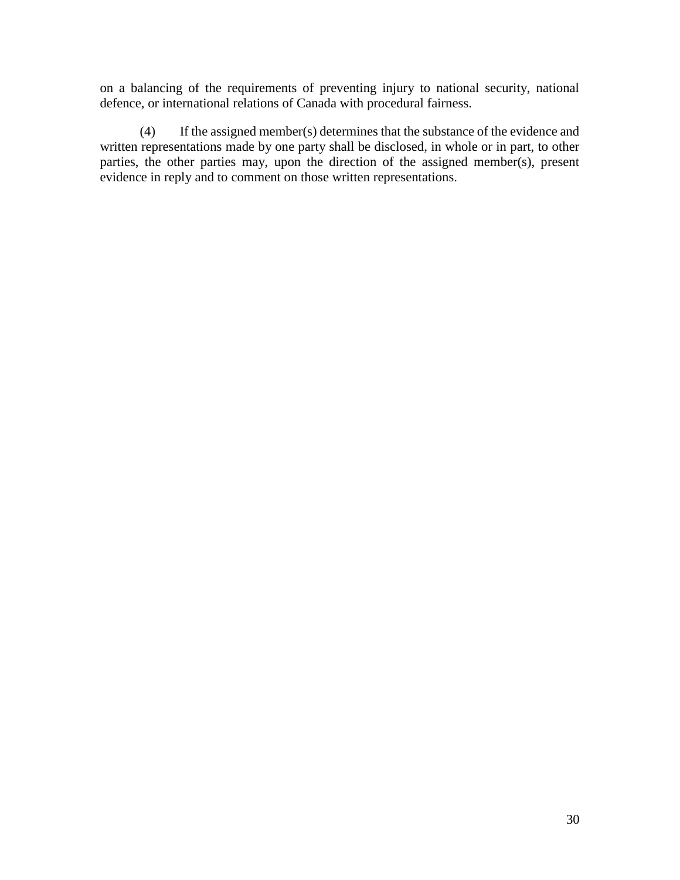on a balancing of the requirements of preventing injury to national security, national defence, or international relations of Canada with procedural fairness.

(4) If the assigned member(s) determines that the substance of the evidence and written representations made by one party shall be disclosed, in whole or in part, to other parties, the other parties may, upon the direction of the assigned member(s), present evidence in reply and to comment on those written representations.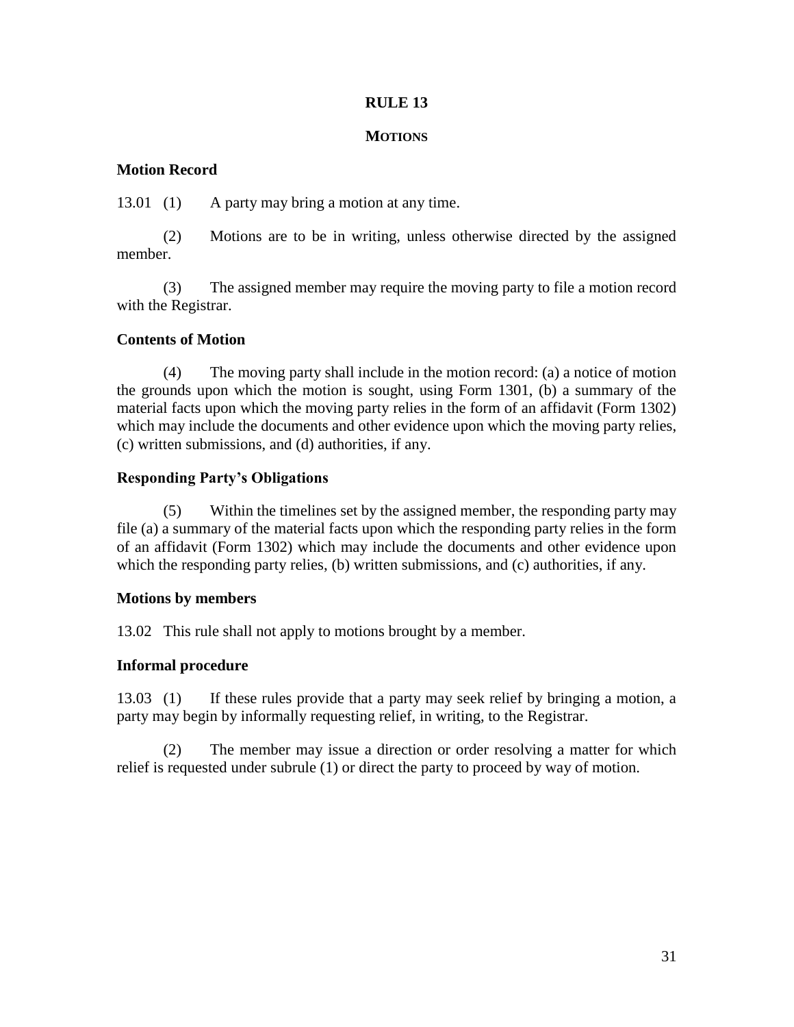# RULE 13

## MOTIONS

### Motion Record

13.01 (1) A party may bring a motion at any time.

(2) Motions are to be in writing, unless otherwise directed by the assigned member.

(3) The assigned member may require the moving party to file a motion record with the Registrar.

### Contents of Motion

(4) The moving party shall include in the motion record: (a) a notice of motion the grounds upon which the motion is sought, using Form 1301, (b) a summary of the material facts upon which the moving party relies in the form of an affidavit (Form 1302) which may include the documents and other evidence upon which the moving party relies, (c) written submissions, and (d) authorities, if any.

### Responding Party's Obligations

(5) Within the timelines set by the assigned member, the responding party may file (a) a summary of the material facts upon which the responding party relies in the form of an affidavit (Form 1302) which may include the documents and other evidence upon which the responding party relies, (b) written submissions, and (c) authorities, if any.

### Motions by members

13.02 This rule shall not apply to motions brought by a member.

### Informal procedure

13.03 (1) If these rules provide that a party may seek relief by bringing a motion, a party may begin by informally requesting relief, in writing, to the Registrar.

(2) The member may issue a direction or order resolving a matter for which relief is requested under subrule (1) or direct the party to proceed by way of motion.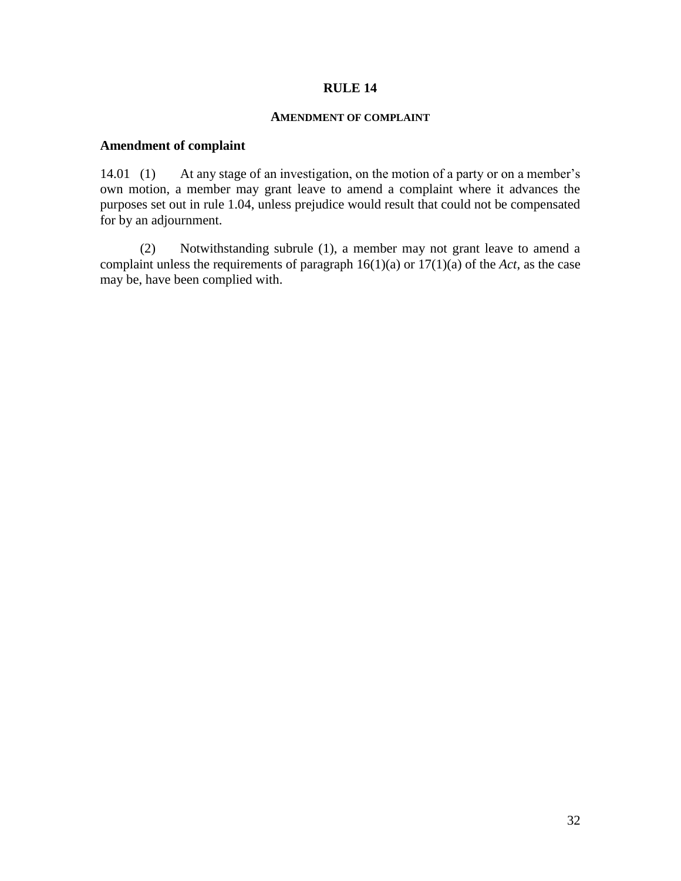# RULE 14

## AMENDMENT OF COMPLAINT

### Amendment of complaint

14.01 (1) At any stage of an investigation, on the motion of a party or on a member's own motion, a member may grant leave to amend a complaint where it advances the purposes set out in rule 1.04, unless prejudice would result that could not be compensated for by an adjournment.

(2) Notwithstanding subrule (1), a member may not grant leave to amend a complaint unless the requirements of paragraph 16(1)(a) or 17(1)(a) of the *Act*, as the case may be, have been complied with.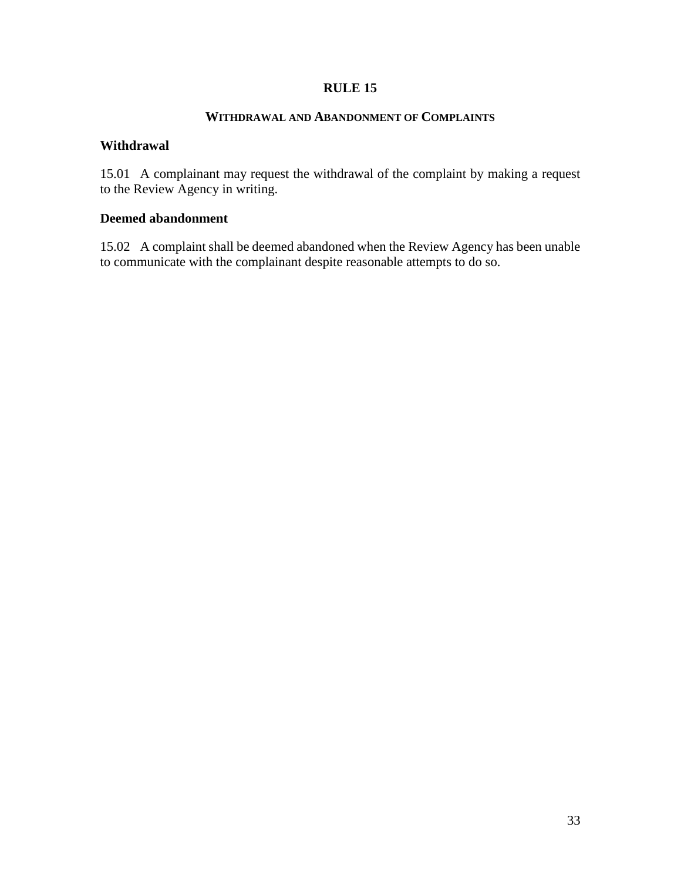# RULE 15

## WITHDRAWAL AND ABANDONMENT OF COMPLAINTS

### Withdrawal

15.01 A complainant may request the withdrawal of the complaint by making a request to the Review Agency in writing.

### Deemed abandonment

15.02 A complaint shall be deemed abandoned when the Review Agency has been unable to communicate with the complainant despite reasonable attempts to do so.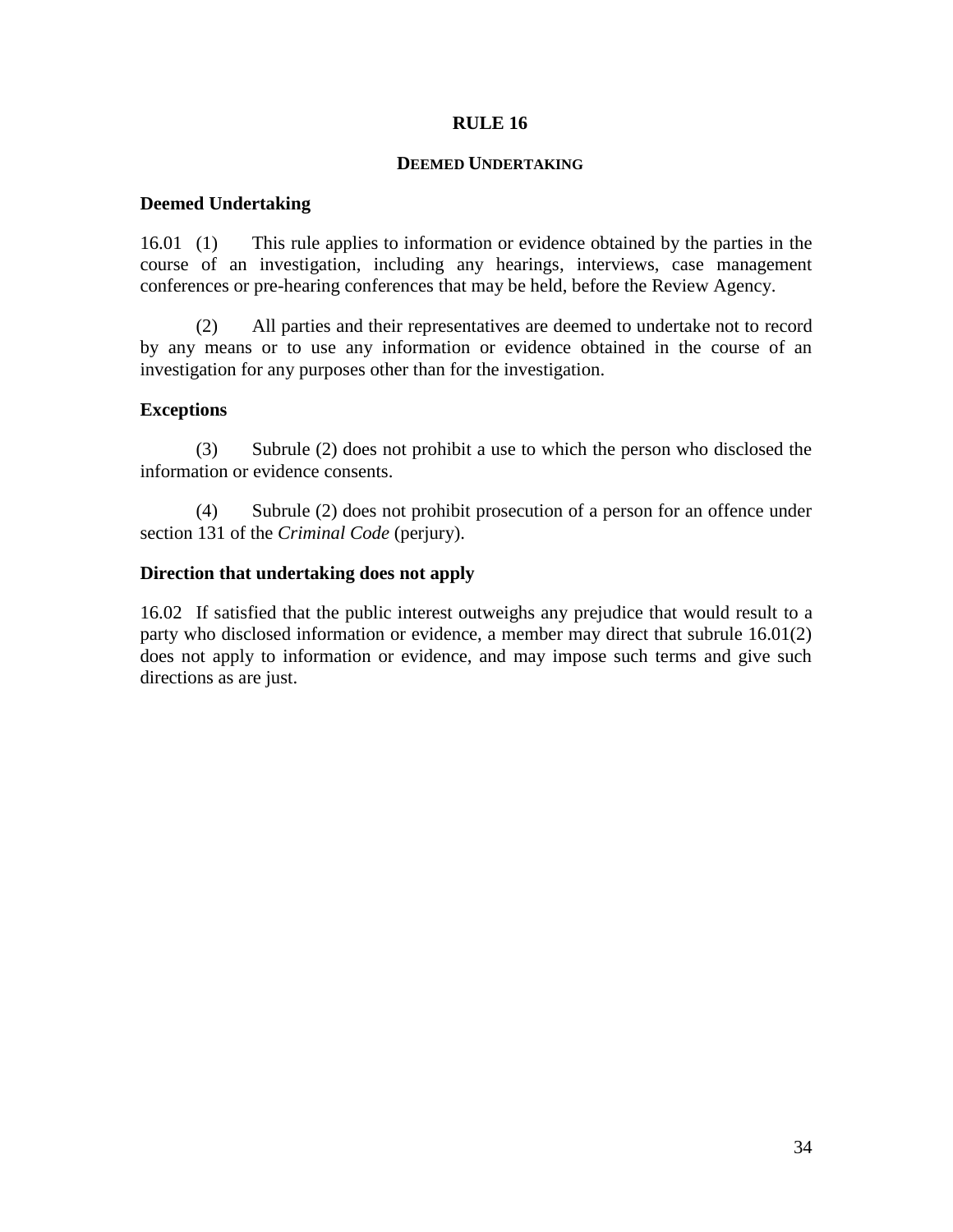# RULE 16

## DEEMED UNDERTAKING

### Deemed Undertaking

16.01 (1) This rule applies to information or evidence obtained by the parties in the course of an investigation, including any hearings, interviews, case management conferences or pre-hearing conferences that may be held, before the Review Agency.

(2) All parties and their representatives are deemed to undertake not to record by any means or to use any information or evidence obtained in the course of an investigation for any purposes other than for the investigation.

### Exceptions

(3) Subrule (2) does not prohibit a use to which the person who disclosed the information or evidence consents.

(4) Subrule (2) does not prohibit prosecution of a person for an offence under section 131 of the *Criminal Code* (perjury).

### Direction that undertaking does not apply

16.02 If satisfied that the public interest outweighs any prejudice that would result to a party who disclosed information or evidence, a member may direct that subrule 16.01(2) does not apply to information or evidence, and may impose such terms and give such directions as are just.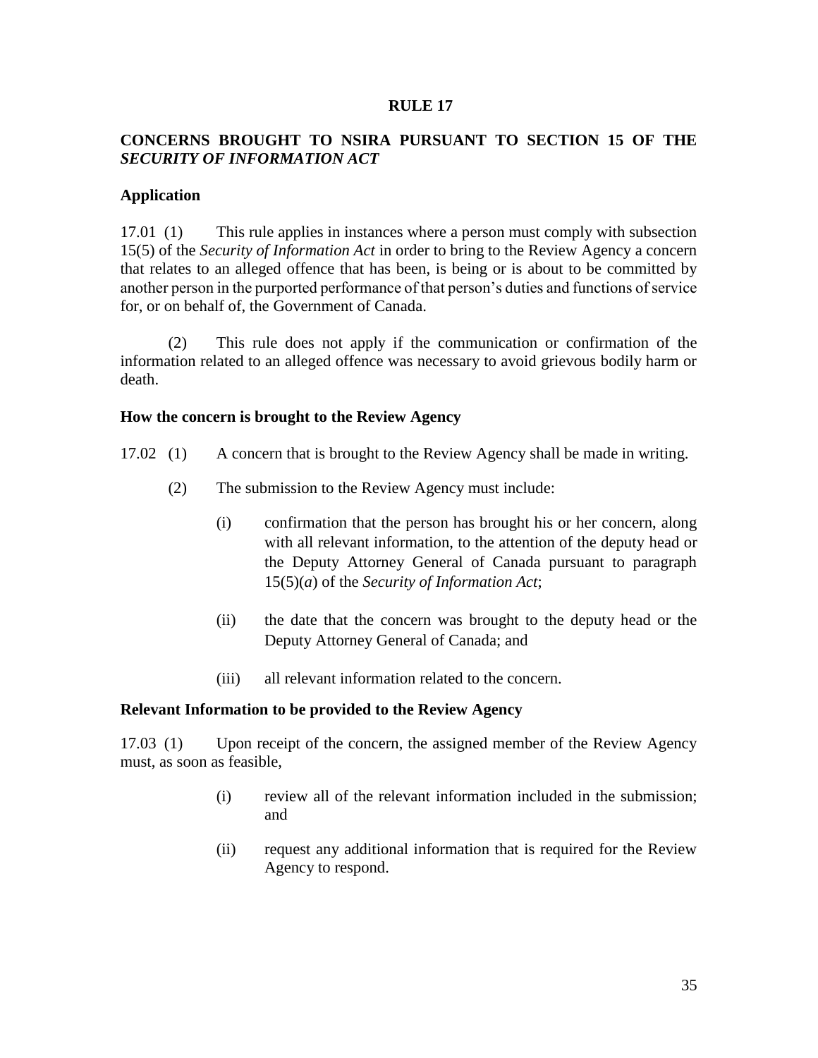## RULE 17

### CONCERNS BROUGHT TO NSIRA PURSUANT TO SECTION 15 OF THE *SECURITY OF INFORMATION ACT*

#### Application

17.01 (1) This rule applies in instances where a person must comply with subsection 15(5) of the *Security of Information Act* in order to bring to the Review Agency a concern that relates to an alleged offence that has been, is being or is about to be committed by another person in the purported performance of that person's duties and functions of service for, or on behalf of, the Government of Canada.

(2) This rule does not apply if the communication or confirmation of the information related to an alleged offence was necessary to avoid grievous bodily harm or death.

#### How the concern is brought to the Review Agency

17.02 (1) A concern that is brought to the Review Agency shall be made in writing.

(2) The submission to the Review Agency must include:

(i) confirmation that the person has brought his or her concern, along with all relevant information, to the attention of the deputy head or the Deputy Attorney General of Canada pursuant to paragraph 15(5)(*a*) of the *Security of Information Act*;

(ii) the date that the concern was brought to the deputy head or the Deputy Attorney General of Canada; and

(iii) all relevant information related to the concern.

#### Relevant Information to be provided to the Review Agency

17.03 (1) Upon receipt of the concern, the assigned member of the Review Agency must, as soon as feasible,

(i) review all of the relevant information included in the submission; and

(ii) request any additional information that is required for the Review Agency to respond.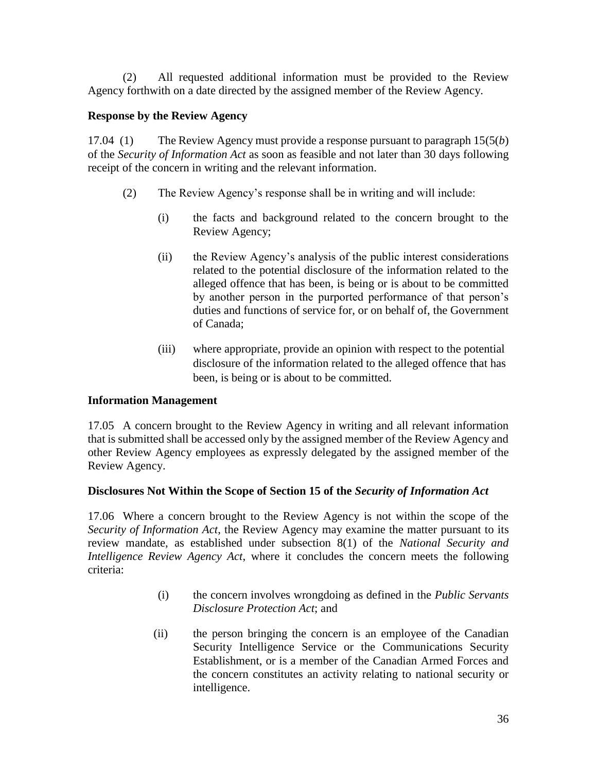(2) All requested additional information must be provided to the Review Agency forthwith on a date directed by the assigned member of the Review Agency.

**Response by the Review Agency**

17.04 (1) The Review Agency must provide a response pursuant to paragraph 15(5(*b*) of the *Security of Information Act* as soon as feasible and not later than 30 days following receipt of the concern in writing and the relevant information.

(2) The Review Agency's response shall be in writing and will include:

(i) the facts and background related to the concern brought to the Review Agency;

(ii) the Review Agency's analysis of the public interest considerations related to the potential disclosure of the information related to the alleged offence that has been, is being or is about to be committed by another person in the purported performance of that person's duties and functions of service for, or on behalf of, the Government of Canada;

(iii) where appropriate, provide an opinion with respect to the potential disclosure of the information related to the alleged offence that has been, is being or is about to be committed.

**Information Management**

17.05 A concern brought to the Review Agency in writing and all relevant information that is submitted shall be accessed only by the assigned member of the Review Agency and other Review Agency employees as expressly delegated by the assigned member of the Review Agency.

**Disclosures Not Within the Scope of Section 15 of the *Security of Information Act***

17.06 Where a concern brought to the Review Agency is not within the scope of the *Security of Information Act*, the Review Agency may examine the matter pursuant to its review mandate, as established under subsection 8(1) of the *National Security and Intelligence Review Agency Act*, where it concludes the concern meets the following criteria:

(i) the concern involves wrongdoing as defined in the *Public Servants Disclosure Protection Act*; and

(ii) the person bringing the concern is an employee of the Canadian Security Intelligence Service or the Communications Security Establishment, or is a member of the Canadian Armed Forces and the concern constitutes an activity relating to national security or intelligence.